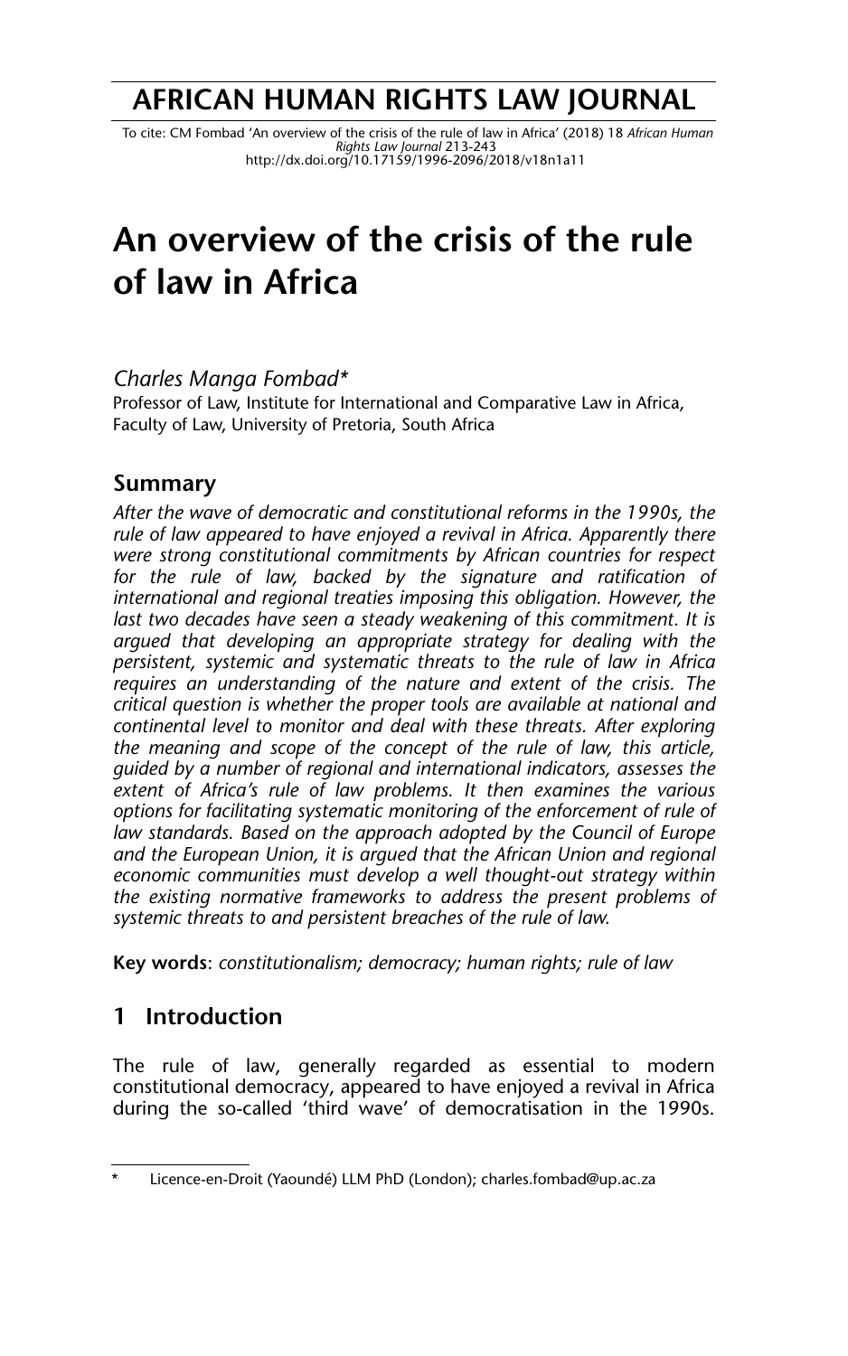# AFRICAN HUMAN RIGHTS LAW JOURNAL

To cite: CM Fombad 'An overview of the crisis of the rule of law in Africa' (2018) 18 *African Human Rights Law Journal* 213-243
http://dx.doi.org/10.17159/1996-2096/2018/v18n1a11

# An overview of the crisis of the rule of law in Africa

*Charles Manga Fombad\**
Professor of Law, Institute for International and Comparative Law in Africa, Faculty of Law, University of Pretoria, South Africa

## Summary

*After the wave of democratic and constitutional reforms in the 1990s, the rule of law appeared to have enjoyed a revival in Africa. Apparently there were strong constitutional commitments by African countries for respect for the rule of law, backed by the signature and ratification of international and regional treaties imposing this obligation. However, the last two decades have seen a steady weakening of this commitment. It is argued that developing an appropriate strategy for dealing with the persistent, systemic and systematic threats to the rule of law in Africa requires an understanding of the nature and extent of the crisis. The critical question is whether the proper tools are available at national and continental level to monitor and deal with these threats. After exploring the meaning and scope of the concept of the rule of law, this article, guided by a number of regional and international indicators, assesses the extent of Africa's rule of law problems. It then examines the various options for facilitating systematic monitoring of the enforcement of rule of law standards. Based on the approach adopted by the Council of Europe and the European Union, it is argued that the African Union and regional economic communities must develop a well thought-out strategy within the existing normative frameworks to address the present problems of systemic threats to and persistent breaches of the rule of law.*

**Key words**: *constitutionalism; democracy; human rights; rule of law*

## 1 Introduction

The rule of law, generally regarded as essential to modern constitutional democracy, appeared to have enjoyed a revival in Africa during the so-called 'third wave' of democratisation in the 1990s.

---

\* Licence-en-Droit (Yaoundé) LLM PhD (London); charles.fombad@up.ac.za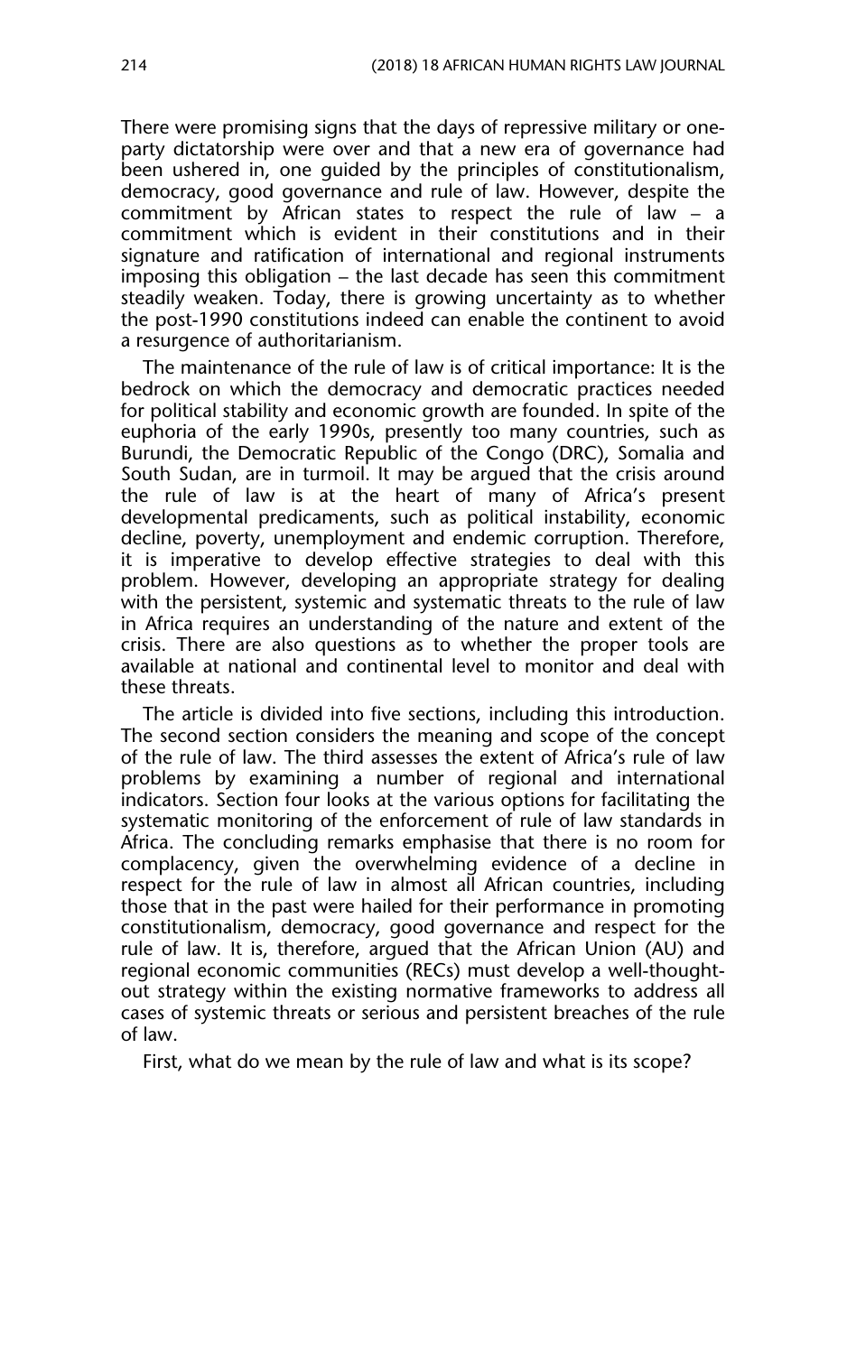There were promising signs that the days of repressive military or one-party dictatorship were over and that a new era of governance had been ushered in, one guided by the principles of constitutionalism, democracy, good governance and rule of law. However, despite the commitment by African states to respect the rule of law – a commitment which is evident in their constitutions and in their signature and ratification of international and regional instruments imposing this obligation – the last decade has seen this commitment steadily weaken. Today, there is growing uncertainty as to whether the post-1990 constitutions indeed can enable the continent to avoid a resurgence of authoritarianism.

The maintenance of the rule of law is of critical importance: It is the bedrock on which the democracy and democratic practices needed for political stability and economic growth are founded. In spite of the euphoria of the early 1990s, presently too many countries, such as Burundi, the Democratic Republic of the Congo (DRC), Somalia and South Sudan, are in turmoil. It may be argued that the crisis around the rule of law is at the heart of many of Africa's present developmental predicaments, such as political instability, economic decline, poverty, unemployment and endemic corruption. Therefore, it is imperative to develop effective strategies to deal with this problem. However, developing an appropriate strategy for dealing with the persistent, systemic and systematic threats to the rule of law in Africa requires an understanding of the nature and extent of the crisis. There are also questions as to whether the proper tools are available at national and continental level to monitor and deal with these threats.

The article is divided into five sections, including this introduction. The second section considers the meaning and scope of the concept of the rule of law. The third assesses the extent of Africa's rule of law problems by examining a number of regional and international indicators. Section four looks at the various options for facilitating the systematic monitoring of the enforcement of rule of law standards in Africa. The concluding remarks emphasise that there is no room for complacency, given the overwhelming evidence of a decline in respect for the rule of law in almost all African countries, including those that in the past were hailed for their performance in promoting constitutionalism, democracy, good governance and respect for the rule of law. It is, therefore, argued that the African Union (AU) and regional economic communities (RECs) must develop a well-thought-out strategy within the existing normative frameworks to address all cases of systemic threats or serious and persistent breaches of the rule of law.

First, what do we mean by the rule of law and what is its scope?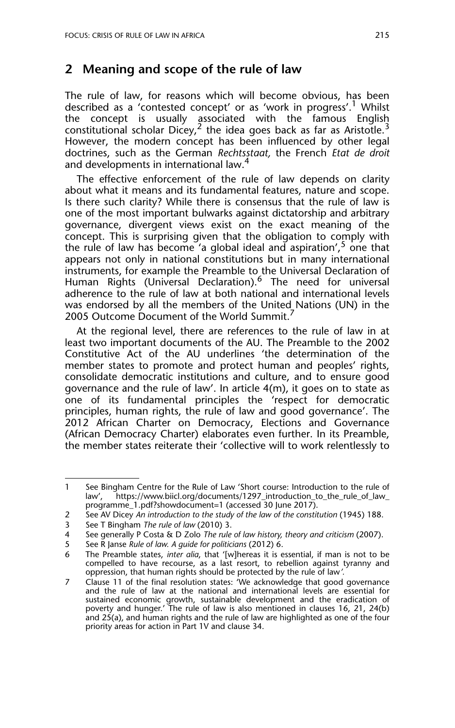## 2 Meaning and scope of the rule of law

The rule of law, for reasons which will become obvious, has been described as a 'contested concept' or as 'work in progress'.[1] Whilst the concept is usually associated with the famous English constitutional scholar Dicey,[2] the idea goes back as far as Aristotle.[3] However, the modern concept has been influenced by other legal doctrines, such as the German *Rechtsstaat,* the French *Etat de droit* and developments in international law.[4]

The effective enforcement of the rule of law depends on clarity about what it means and its fundamental features, nature and scope. Is there such clarity? While there is consensus that the rule of law is one of the most important bulwarks against dictatorship and arbitrary governance, divergent views exist on the exact meaning of the concept. This is surprising given that the obligation to comply with the rule of law has become 'a global ideal and aspiration',[5] one that appears not only in national constitutions but in many international instruments, for example the Preamble to the Universal Declaration of Human Rights (Universal Declaration).[6] The need for universal adherence to the rule of law at both national and international levels was endorsed by all the members of the United Nations (UN) in the 2005 Outcome Document of the World Summit.[7]

At the regional level, there are references to the rule of law in at least two important documents of the AU. The Preamble to the 2002 Constitutive Act of the AU underlines 'the determination of the member states to promote and protect human and peoples' rights, consolidate democratic institutions and culture, and to ensure good governance and the rule of law'. In article 4(m), it goes on to state as one of its fundamental principles the 'respect for democratic principles, human rights, the rule of law and good governance'. The 2012 African Charter on Democracy, Elections and Governance (African Democracy Charter) elaborates even further. In its Preamble, the member states reiterate their 'collective will to work relentlessly to

---

1 See Bingham Centre for the Rule of Law 'Short course: Introduction to the rule of law', https://www.biicl.org/documents/1297_introduction_to_the_rule_of_law_programme_1.pdf?showdocument=1 (accessed 30 June 2017).

2 See AV Dicey *An introduction to the study of the law of the constitution* (1945) 188.

3 See T Bingham *The rule of law* (2010) 3.

4 See generally P Costa & D Zolo *The rule of law history, theory and criticism* (2007).

5 See R Janse *Rule of law. A guide for politicians* (2012) 6.

6 The Preamble states, *inter alia*, that '[w]hereas it is essential, if man is not to be compelled to have recourse, as a last resort, to rebellion against tyranny and oppression, that human rights should be protected by the rule of law'.

7 Clause 11 of the final resolution states: 'We acknowledge that good governance and the rule of law at the national and international levels are essential for sustained economic growth, sustainable development and the eradication of poverty and hunger.' The rule of law is also mentioned in clauses 16, 21, 24(b) and 25(a), and human rights and the rule of law are highlighted as one of the four priority areas for action in Part 1V and clause 34.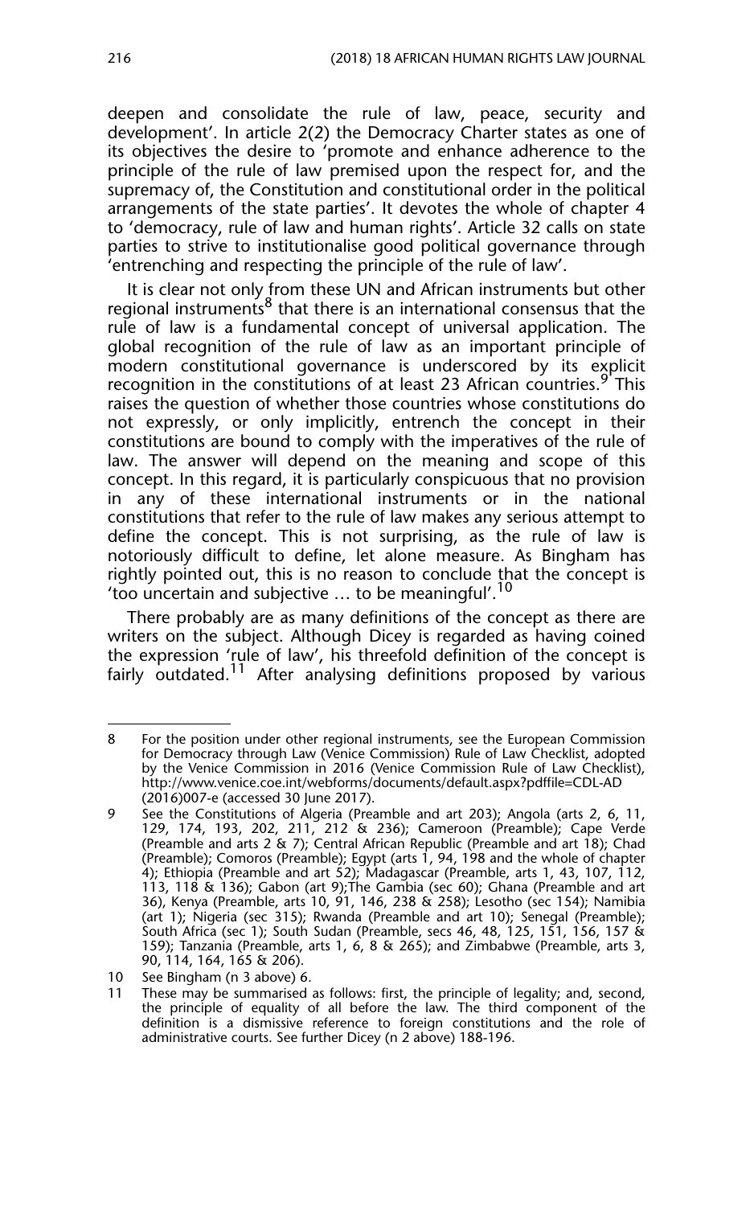deepen and consolidate the rule of law, peace, security and development'. In article 2(2) the Democracy Charter states as one of its objectives the desire to 'promote and enhance adherence to the principle of the rule of law premised upon the respect for, and the supremacy of, the Constitution and constitutional order in the political arrangements of the state parties'. It devotes the whole of chapter 4 to 'democracy, rule of law and human rights'. Article 32 calls on state parties to strive to institutionalise good political governance through 'entrenching and respecting the principle of the rule of law'.

It is clear not only from these UN and African instruments but other regional instruments[8] that there is an international consensus that the rule of law is a fundamental concept of universal application. The global recognition of the rule of law as an important principle of modern constitutional governance is underscored by its explicit recognition in the constitutions of at least 23 African countries.[9] This raises the question of whether those countries whose constitutions do not expressly, or only implicitly, entrench the concept in their constitutions are bound to comply with the imperatives of the rule of law. The answer will depend on the meaning and scope of this concept. In this regard, it is particularly conspicuous that no provision in any of these international instruments or in the national constitutions that refer to the rule of law makes any serious attempt to define the concept. This is not surprising, as the rule of law is notoriously difficult to define, let alone measure. As Bingham has rightly pointed out, this is no reason to conclude that the concept is 'too uncertain and subjective … to be meaningful'.[10]

There probably are as many definitions of the concept as there are writers on the subject. Although Dicey is regarded as having coined the expression 'rule of law', his threefold definition of the concept is fairly outdated.[11] After analysing definitions proposed by various

---

8 For the position under other regional instruments, see the European Commission for Democracy through Law (Venice Commission) Rule of Law Checklist, adopted by the Venice Commission in 2016 (Venice Commission Rule of Law Checklist), http://www.venice.coe.int/webforms/documents/default.aspx?pdffile=CDL-AD (2016)007-e (accessed 30 June 2017).

9 See the Constitutions of Algeria (Preamble and art 203); Angola (arts 2, 6, 11, 129, 174, 193, 202, 211, 212 & 236); Cameroon (Preamble); Cape Verde (Preamble and arts 2 & 7); Central African Republic (Preamble and art 18); Chad (Preamble); Comoros (Preamble); Egypt (arts 1, 94, 198 and the whole of chapter 4); Ethiopia (Preamble and art 52); Madagascar (Preamble, arts 1, 43, 107, 112, 113, 118 & 136); Gabon (art 9);The Gambia (sec 60); Ghana (Preamble and art 36), Kenya (Preamble, arts 10, 91, 146, 238 & 258); Lesotho (sec 154); Namibia (art 1); Nigeria (sec 315); Rwanda (Preamble and art 10); Senegal (Preamble); South Africa (sec 1); South Sudan (Preamble, secs 46, 48, 125, 151, 156, 157 & 159); Tanzania (Preamble, arts 1, 6, 8 & 265); and Zimbabwe (Preamble, arts 3, 90, 114, 164, 165 & 206).

10 See Bingham (n 3 above) 6.

11 These may be summarised as follows: first, the principle of legality; and, second, the principle of equality of all before the law. The third component of the definition is a dismissive reference to foreign constitutions and the role of administrative courts. See further Dicey (n 2 above) 188-196.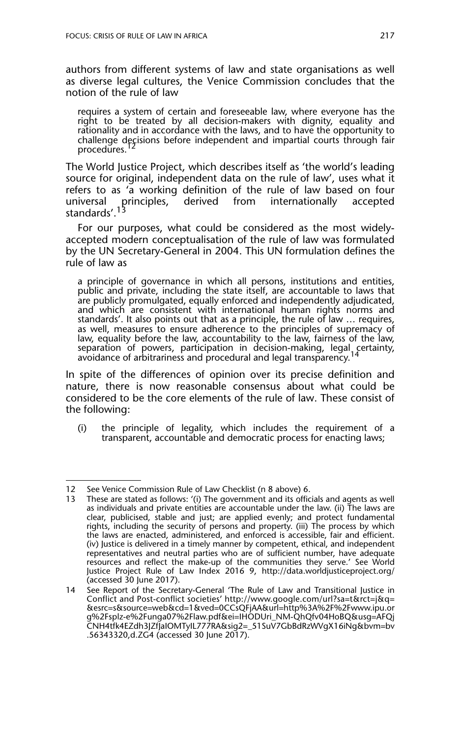authors from different systems of law and state organisations as well as diverse legal cultures, the Venice Commission concludes that the notion of the rule of law

> requires a system of certain and foreseeable law, where everyone has the right to be treated by all decision-makers with dignity, equality and rationality and in accordance with the laws, and to have the opportunity to challenge decisions before independent and impartial courts through fair procedures.[12]

The World Justice Project, which describes itself as 'the world's leading source for original, independent data on the rule of law', uses what it refers to as 'a working definition of the rule of law based on four universal principles, derived from internationally accepted standards'.[13]

For our purposes, what could be considered as the most widely-accepted modern conceptualisation of the rule of law was formulated by the UN Secretary-General in 2004. This UN formulation defines the rule of law as

> a principle of governance in which all persons, institutions and entities, public and private, including the state itself, are accountable to laws that are publicly promulgated, equally enforced and independently adjudicated, and which are consistent with international human rights norms and standards'. It also points out that as a principle, the rule of law … requires, as well, measures to ensure adherence to the principles of supremacy of law, equality before the law, accountability to the law, fairness of the law, separation of powers, participation in decision-making, legal certainty, avoidance of arbitrariness and procedural and legal transparency.[14]

In spite of the differences of opinion over its precise definition and nature, there is now reasonable consensus about what could be considered to be the core elements of the rule of law. These consist of the following:

(i) the principle of legality, which includes the requirement of a transparent, accountable and democratic process for enacting laws;

---

12 See Venice Commission Rule of Law Checklist (n 8 above) 6.

13 These are stated as follows: '(i) The government and its officials and agents as well as individuals and private entities are accountable under the law. (ii) The laws are clear, publicised, stable and just; are applied evenly; and protect fundamental rights, including the security of persons and property. (iii) The process by which the laws are enacted, administered, and enforced is accessible, fair and efficient. (iv) Justice is delivered in a timely manner by competent, ethical, and independent representatives and neutral parties who are of sufficient number, have adequate resources and reflect the make-up of the communities they serve.' See World Justice Project Rule of Law Index 2016 9, http://data.worldjusticeproject.org/ (accessed 30 June 2017).

14 See Report of the Secretary-General 'The Rule of Law and Transitional Justice in Conflict and Post-conflict societies' http://www.google.com/url?sa=t&rct=j&q=&esrc=s&source=web&cd=1&ved=0CCsQFjAA&url=http%3A%2F%2Fwww.ipu.org%2Fsplz-e%2Funga07%2Flaw.pdf&ei=IHODUri_NM-QhQfv04HoBQ&usg=AFQjCNH4tfk4EZdh3JZfJaIOMTyIL777RA&sig2=_51SuV7GbBdRzWVgX16iNg&bvm=bv.56343320,d.ZG4 (accessed 30 June 2017).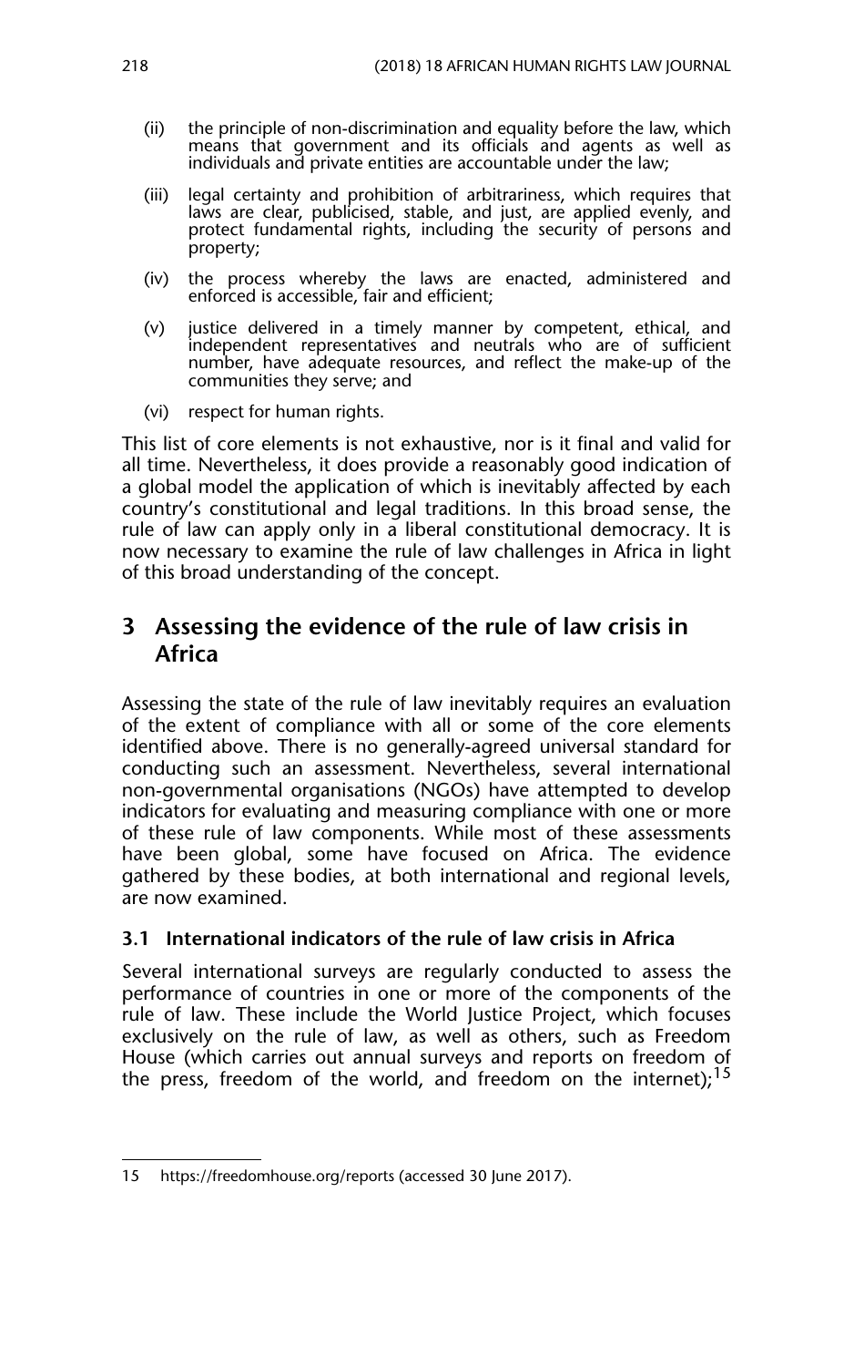(ii) the principle of non-discrimination and equality before the law, which means that government and its officials and agents as well as individuals and private entities are accountable under the law;

(iii) legal certainty and prohibition of arbitrariness, which requires that laws are clear, publicised, stable, and just, are applied evenly, and protect fundamental rights, including the security of persons and property;

(iv) the process whereby the laws are enacted, administered and enforced is accessible, fair and efficient;

(v) justice delivered in a timely manner by competent, ethical, and independent representatives and neutrals who are of sufficient number, have adequate resources, and reflect the make-up of the communities they serve; and

(vi) respect for human rights.

This list of core elements is not exhaustive, nor is it final and valid for all time. Nevertheless, it does provide a reasonably good indication of a global model the application of which is inevitably affected by each country's constitutional and legal traditions. In this broad sense, the rule of law can apply only in a liberal constitutional democracy. It is now necessary to examine the rule of law challenges in Africa in light of this broad understanding of the concept.

## 3 Assessing the evidence of the rule of law crisis in Africa

Assessing the state of the rule of law inevitably requires an evaluation of the extent of compliance with all or some of the core elements identified above. There is no generally-agreed universal standard for conducting such an assessment. Nevertheless, several international non-governmental organisations (NGOs) have attempted to develop indicators for evaluating and measuring compliance with one or more of these rule of law components. While most of these assessments have been global, some have focused on Africa. The evidence gathered by these bodies, at both international and regional levels, are now examined.

### 3.1 International indicators of the rule of law crisis in Africa

Several international surveys are regularly conducted to assess the performance of countries in one or more of the components of the rule of law. These include the World Justice Project, which focuses exclusively on the rule of law, as well as others, such as Freedom House (which carries out annual surveys and reports on freedom of the press, freedom of the world, and freedom on the internet);[15]

---

15 https://freedomhouse.org/reports (accessed 30 June 2017).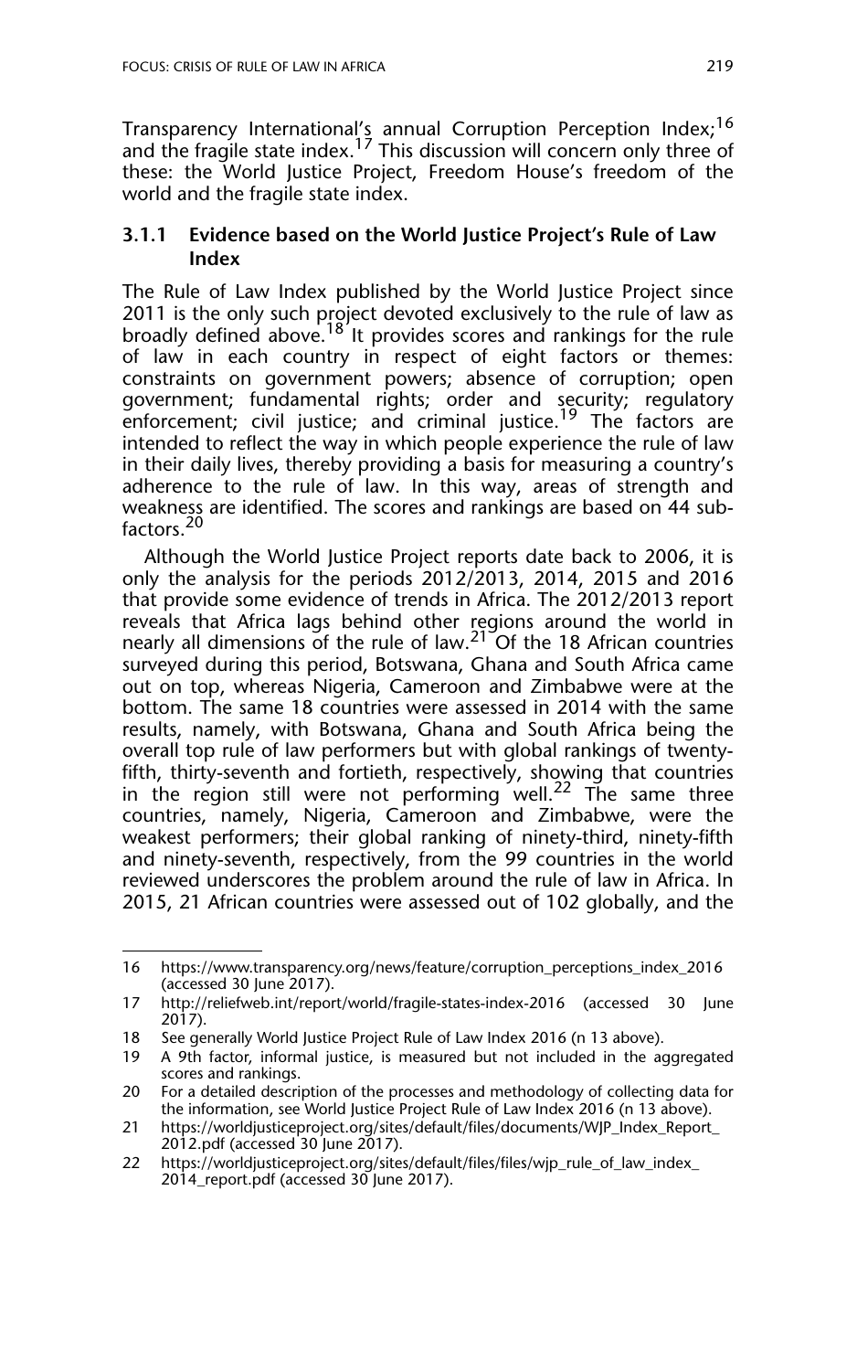Transparency International's annual Corruption Perception Index;[16] and the fragile state index.[17] This discussion will concern only three of these: the World Justice Project, Freedom House's freedom of the world and the fragile state index.

### 3.1.1 Evidence based on the World Justice Project's Rule of Law Index

The Rule of Law Index published by the World Justice Project since 2011 is the only such project devoted exclusively to the rule of law as broadly defined above.[18] It provides scores and rankings for the rule of law in each country in respect of eight factors or themes: constraints on government powers; absence of corruption; open government; fundamental rights; order and security; regulatory enforcement; civil justice; and criminal justice.[19] The factors are intended to reflect the way in which people experience the rule of law in their daily lives, thereby providing a basis for measuring a country's adherence to the rule of law. In this way, areas of strength and weakness are identified. The scores and rankings are based on 44 sub-factors.[20]

Although the World Justice Project reports date back to 2006, it is only the analysis for the periods 2012/2013, 2014, 2015 and 2016 that provide some evidence of trends in Africa. The 2012/2013 report reveals that Africa lags behind other regions around the world in nearly all dimensions of the rule of law.[21] Of the 18 African countries surveyed during this period, Botswana, Ghana and South Africa came out on top, whereas Nigeria, Cameroon and Zimbabwe were at the bottom. The same 18 countries were assessed in 2014 with the same results, namely, with Botswana, Ghana and South Africa being the overall top rule of law performers but with global rankings of twenty-fifth, thirty-seventh and fortieth, respectively, showing that countries in the region still were not performing well.[22] The same three countries, namely, Nigeria, Cameroon and Zimbabwe, were the weakest performers; their global ranking of ninety-third, ninety-fifth and ninety-seventh, respectively, from the 99 countries in the world reviewed underscores the problem around the rule of law in Africa. In 2015, 21 African countries were assessed out of 102 globally, and the

---

16 https://www.transparency.org/news/feature/corruption_perceptions_index_2016 (accessed 30 June 2017).

17 http://reliefweb.int/report/world/fragile-states-index-2016 (accessed 30 June 2017).

18 See generally World Justice Project Rule of Law Index 2016 (n 13 above).

19 A 9th factor, informal justice, is measured but not included in the aggregated scores and rankings.

20 For a detailed description of the processes and methodology of collecting data for the information, see World Justice Project Rule of Law Index 2016 (n 13 above).

21 https://worldjusticeproject.org/sites/default/files/WJP_Index_Report_2012.pdf (accessed 30 June 2017).

22 https://worldjusticeproject.org/sites/default/files/files/wjp_rule_of_law_index_2014_report.pdf (accessed 30 June 2017).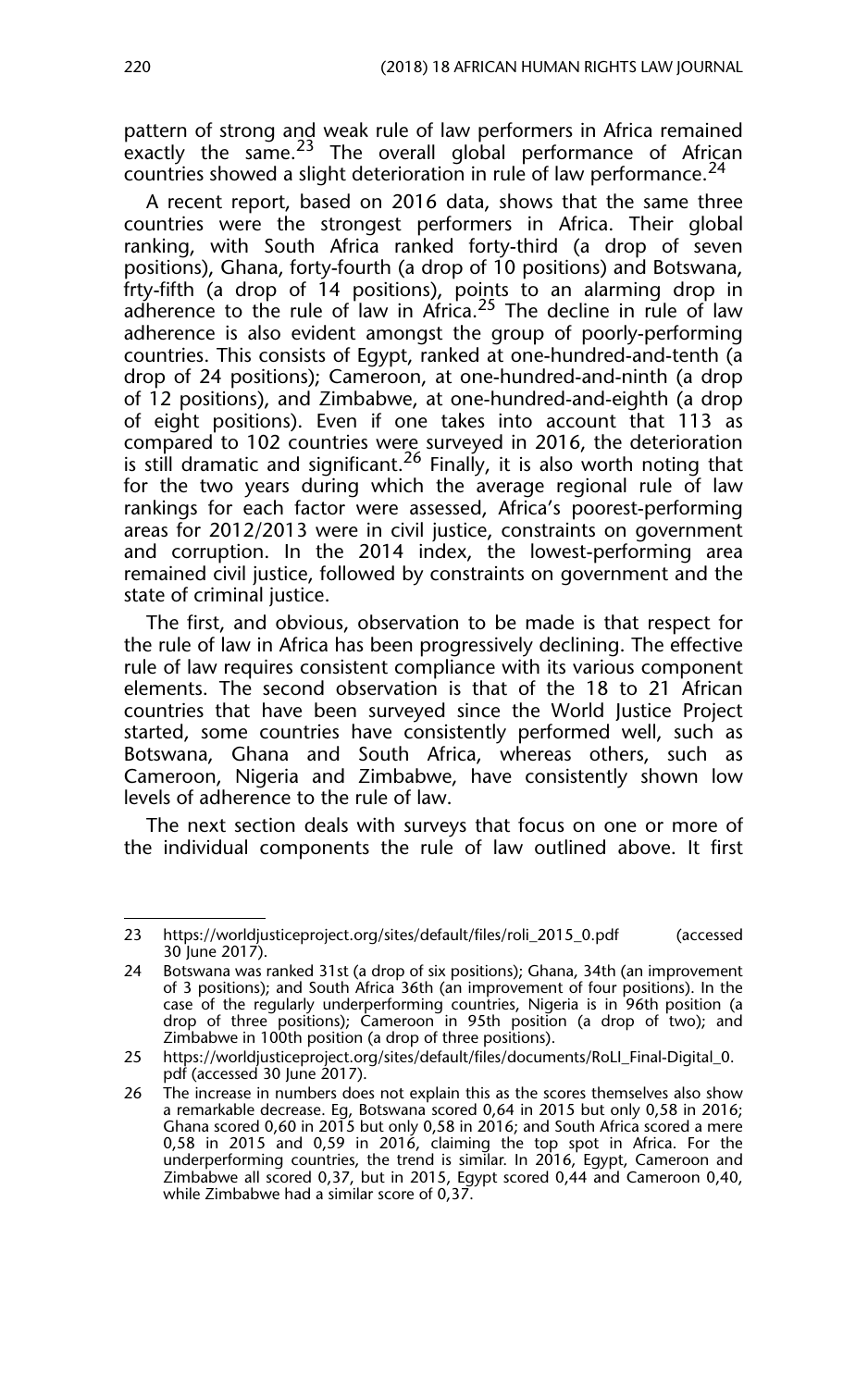pattern of strong and weak rule of law performers in Africa remained exactly the same.[23] The overall global performance of African countries showed a slight deterioration in rule of law performance.[24]

A recent report, based on 2016 data, shows that the same three countries were the strongest performers in Africa. Their global ranking, with South Africa ranked forty-third (a drop of seven positions), Ghana, forty-fourth (a drop of 10 positions) and Botswana, frty-fifth (a drop of 14 positions), points to an alarming drop in adherence to the rule of law in Africa.[25] The decline in rule of law adherence is also evident amongst the group of poorly-performing countries. This consists of Egypt, ranked at one-hundred-and-tenth (a drop of 24 positions); Cameroon, at one-hundred-and-ninth (a drop of 12 positions), and Zimbabwe, at one-hundred-and-eighth (a drop of eight positions). Even if one takes into account that 113 as compared to 102 countries were surveyed in 2016, the deterioration is still dramatic and significant.[26] Finally, it is also worth noting that for the two years during which the average regional rule of law rankings for each factor were assessed, Africa's poorest-performing areas for 2012/2013 were in civil justice, constraints on government and corruption. In the 2014 index, the lowest-performing area remained civil justice, followed by constraints on government and the state of criminal justice.

The first, and obvious, observation to be made is that respect for the rule of law in Africa has been progressively declining. The effective rule of law requires consistent compliance with its various component elements. The second observation is that of the 18 to 21 African countries that have been surveyed since the World Justice Project started, some countries have consistently performed well, such as Botswana, Ghana and South Africa, whereas others, such as Cameroon, Nigeria and Zimbabwe, have consistently shown low levels of adherence to the rule of law.

The next section deals with surveys that focus on one or more of the individual components the rule of law outlined above. It first

---

23 https://worldjusticeproject.org/sites/default/files/roli_2015_0.pdf (accessed 30 June 2017).

24 Botswana was ranked 31st (a drop of six positions); Ghana, 34th (an improvement of 3 positions); and South Africa 36th (an improvement of four positions). In the case of the regularly underperforming countries, Nigeria is in 96th position (a drop of three positions); Cameroon in 95th position (a drop of two); and Zimbabwe in 100th position (a drop of three positions).

25 https://worldjusticeproject.org/sites/default/files/documents/RoLI_Final-Digital_0.pdf (accessed 30 June 2017).

26 The increase in numbers does not explain this as the scores themselves also show a remarkable decrease. Eg, Botswana scored 0,64 in 2015 but only 0,58 in 2016; Ghana scored 0,60 in 2015 but only 0,58 in 2016; and South Africa scored a mere 0,58 in 2015 and 0,59 in 2016, claiming the top spot in Africa. For the underperforming countries, the trend is similar. In 2016, Egypt, Cameroon and Zimbabwe all scored 0,37, but in 2015, Egypt scored 0,44 and Cameroon 0,40, while Zimbabwe had a similar score of 0,37.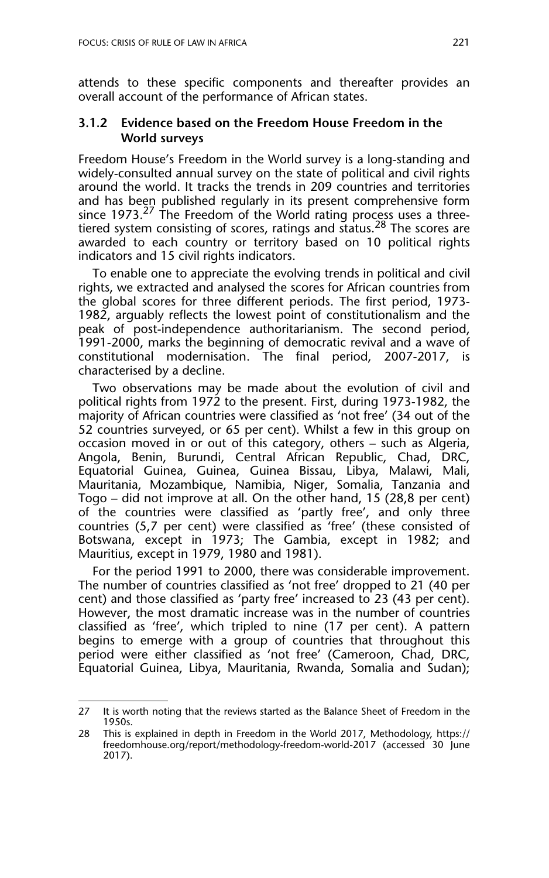attends to these specific components and thereafter provides an overall account of the performance of African states.

### 3.1.2 Evidence based on the Freedom House Freedom in the World surveys

Freedom House's Freedom in the World survey is a long-standing and widely-consulted annual survey on the state of political and civil rights around the world. It tracks the trends in 209 countries and territories and has been published regularly in its present comprehensive form since 1973.[27] The Freedom of the World rating process uses a three-tiered system consisting of scores, ratings and status.[28] The scores are awarded to each country or territory based on 10 political rights indicators and 15 civil rights indicators.

To enable one to appreciate the evolving trends in political and civil rights, we extracted and analysed the scores for African countries from the global scores for three different periods. The first period, 1973-1982, arguably reflects the lowest point of constitutionalism and the peak of post-independence authoritarianism. The second period, 1991-2000, marks the beginning of democratic revival and a wave of constitutional modernisation. The final period, 2007-2017, is characterised by a decline.

Two observations may be made about the evolution of civil and political rights from 1972 to the present. First, during 1973-1982, the majority of African countries were classified as 'not free' (34 out of the 52 countries surveyed, or 65 per cent). Whilst a few in this group on occasion moved in or out of this category, others – such as Algeria, Angola, Benin, Burundi, Central African Republic, Chad, DRC, Equatorial Guinea, Guinea, Guinea Bissau, Libya, Malawi, Mali, Mauritania, Mozambique, Namibia, Niger, Somalia, Tanzania and Togo – did not improve at all. On the other hand, 15 (28,8 per cent) of the countries were classified as 'partly free', and only three countries (5,7 per cent) were classified as 'free' (these consisted of Botswana, except in 1973; The Gambia, except in 1982; and Mauritius, except in 1979, 1980 and 1981).

For the period 1991 to 2000, there was considerable improvement. The number of countries classified as 'not free' dropped to 21 (40 per cent) and those classified as 'party free' increased to 23 (43 per cent). However, the most dramatic increase was in the number of countries classified as 'free', which tripled to nine (17 per cent). A pattern begins to emerge with a group of countries that throughout this period were either classified as 'not free' (Cameroon, Chad, DRC, Equatorial Guinea, Libya, Mauritania, Rwanda, Somalia and Sudan);

---

27 It is worth noting that the reviews started as the Balance Sheet of Freedom in the 1950s.

28 This is explained in depth in Freedom in the World 2017, Methodology, https://freedomhouse.org/report/methodology-freedom-world-2017 (accessed 30 June 2017).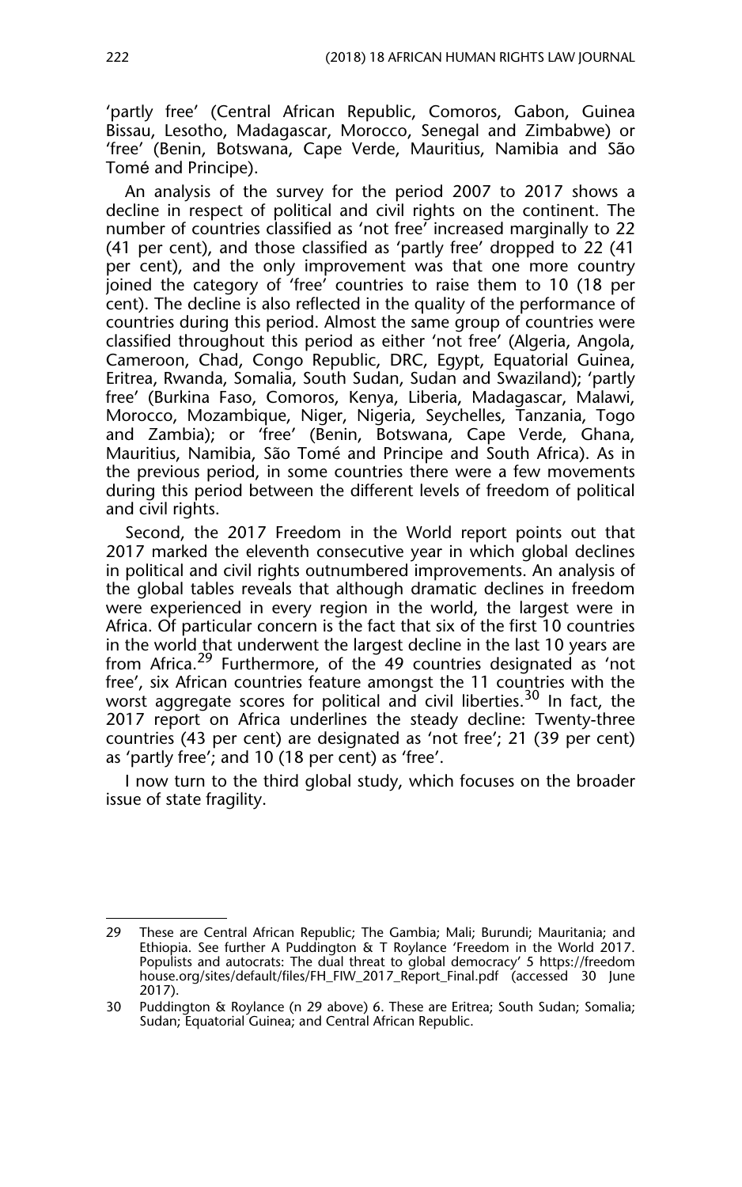'partly free' (Central African Republic, Comoros, Gabon, Guinea Bissau, Lesotho, Madagascar, Morocco, Senegal and Zimbabwe) or 'free' (Benin, Botswana, Cape Verde, Mauritius, Namibia and São Tomé and Principe).

An analysis of the survey for the period 2007 to 2017 shows a decline in respect of political and civil rights on the continent. The number of countries classified as 'not free' increased marginally to 22 (41 per cent), and those classified as 'partly free' dropped to 22 (41 per cent), and the only improvement was that one more country joined the category of 'free' countries to raise them to 10 (18 per cent). The decline is also reflected in the quality of the performance of countries during this period. Almost the same group of countries were classified throughout this period as either 'not free' (Algeria, Angola, Cameroon, Chad, Congo Republic, DRC, Egypt, Equatorial Guinea, Eritrea, Rwanda, Somalia, South Sudan, Sudan and Swaziland); 'partly free' (Burkina Faso, Comoros, Kenya, Liberia, Madagascar, Malawi, Morocco, Mozambique, Niger, Nigeria, Seychelles, Tanzania, Togo and Zambia); or 'free' (Benin, Botswana, Cape Verde, Ghana, Mauritius, Namibia, São Tomé and Principe and South Africa). As in the previous period, in some countries there were a few movements during this period between the different levels of freedom of political and civil rights.

Second, the 2017 Freedom in the World report points out that 2017 marked the eleventh consecutive year in which global declines in political and civil rights outnumbered improvements. An analysis of the global tables reveals that although dramatic declines in freedom were experienced in every region in the world, the largest were in Africa. Of particular concern is the fact that six of the first 10 countries in the world that underwent the largest decline in the last 10 years are from Africa.[29] Furthermore, of the 49 countries designated as 'not free', six African countries feature amongst the 11 countries with the worst aggregate scores for political and civil liberties.[30] In fact, the 2017 report on Africa underlines the steady decline: Twenty-three countries (43 per cent) are designated as 'not free'; 21 (39 per cent) as 'partly free'; and 10 (18 per cent) as 'free'.

I now turn to the third global study, which focuses on the broader issue of state fragility.

---

29 These are Central African Republic; The Gambia; Mali; Burundi; Mauritania; and Ethiopia. See further A Puddington & T Roylance 'Freedom in the World 2017. Populists and autocrats: The dual threat to global democracy' 5 https://freedomhouse.org/sites/default/files/FH_FIW_2017_Report_Final.pdf (accessed 30 June 2017).

30 Puddington & Roylance (n 29 above) 6. These are Eritrea; South Sudan; Somalia; Sudan; Equatorial Guinea; and Central African Republic.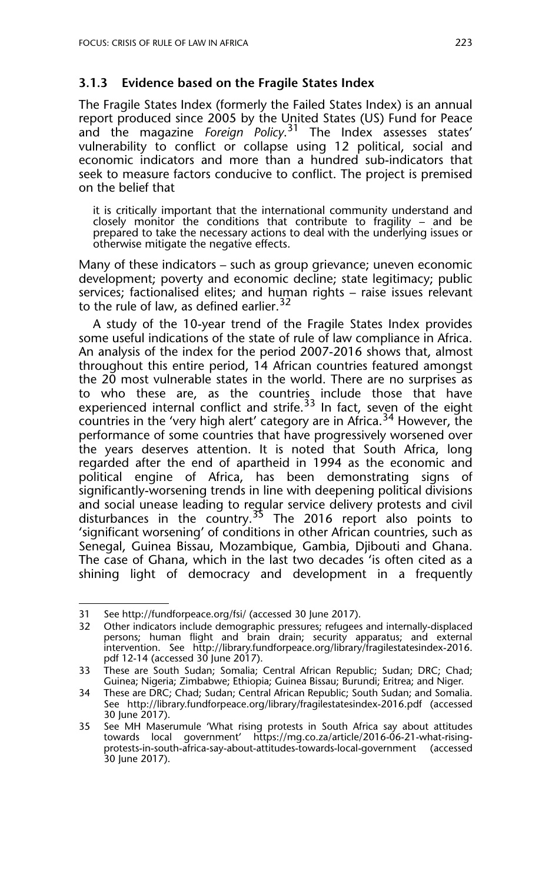### 3.1.3 Evidence based on the Fragile States Index

The Fragile States Index (formerly the Failed States Index) is an annual report produced since 2005 by the United States (US) Fund for Peace and the magazine *Foreign Policy*.[31] The Index assesses states' vulnerability to conflict or collapse using 12 political, social and economic indicators and more than a hundred sub-indicators that seek to measure factors conducive to conflict. The project is premised on the belief that

> it is critically important that the international community understand and closely monitor the conditions that contribute to fragility – and be prepared to take the necessary actions to deal with the underlying issues or otherwise mitigate the negative effects.

Many of these indicators – such as group grievance; uneven economic development; poverty and economic decline; state legitimacy; public services; factionalised elites; and human rights – raise issues relevant to the rule of law, as defined earlier.[32]

A study of the 10-year trend of the Fragile States Index provides some useful indications of the state of rule of law compliance in Africa. An analysis of the index for the period 2007-2016 shows that, almost throughout this entire period, 14 African countries featured amongst the 20 most vulnerable states in the world. There are no surprises as to who these are, as the countries include those that have experienced internal conflict and strife.[33] In fact, seven of the eight countries in the 'very high alert' category are in Africa.[34] However, the performance of some countries that have progressively worsened over the years deserves attention. It is noted that South Africa, long regarded after the end of apartheid in 1994 as the economic and political engine of Africa, has been demonstrating signs of significantly-worsening trends in line with deepening political divisions and social unease leading to regular service delivery protests and civil disturbances in the country.[35] The 2016 report also points to 'significant worsening' of conditions in other African countries, such as Senegal, Guinea Bissau, Mozambique, Gambia, Djibouti and Ghana. The case of Ghana, which in the last two decades 'is often cited as a shining light of democracy and development in a frequently

---

31 See http://fundforpeace.org/fsi/ (accessed 30 June 2017).

32 Other indicators include demographic pressures; refugees and internally-displaced persons; human flight and brain drain; security apparatus; and external intervention. See http://library.fundforpeace.org/library/fragilestatesindex-2016.pdf 12-14 (accessed 30 June 2017).

33 These are South Sudan; Somalia; Central African Republic; Sudan; DRC; Chad; Guinea; Nigeria; Zimbabwe; Ethiopia; Guinea Bissau; Burundi; Eritrea; and Niger.

34 These are DRC; Chad; Sudan; Central African Republic; South Sudan; and Somalia. See http://library.fundforpeace.org/library/fragilestatesindex-2016.pdf (accessed 30 June 2017).

35 See MH Maserumule 'What rising protests in South Africa say about attitudes towards local government' https://mg.co.za/article/2016-06-21-what-rising-protests-in-south-africa-say-about-attitudes-towards-local-government (accessed 30 June 2017).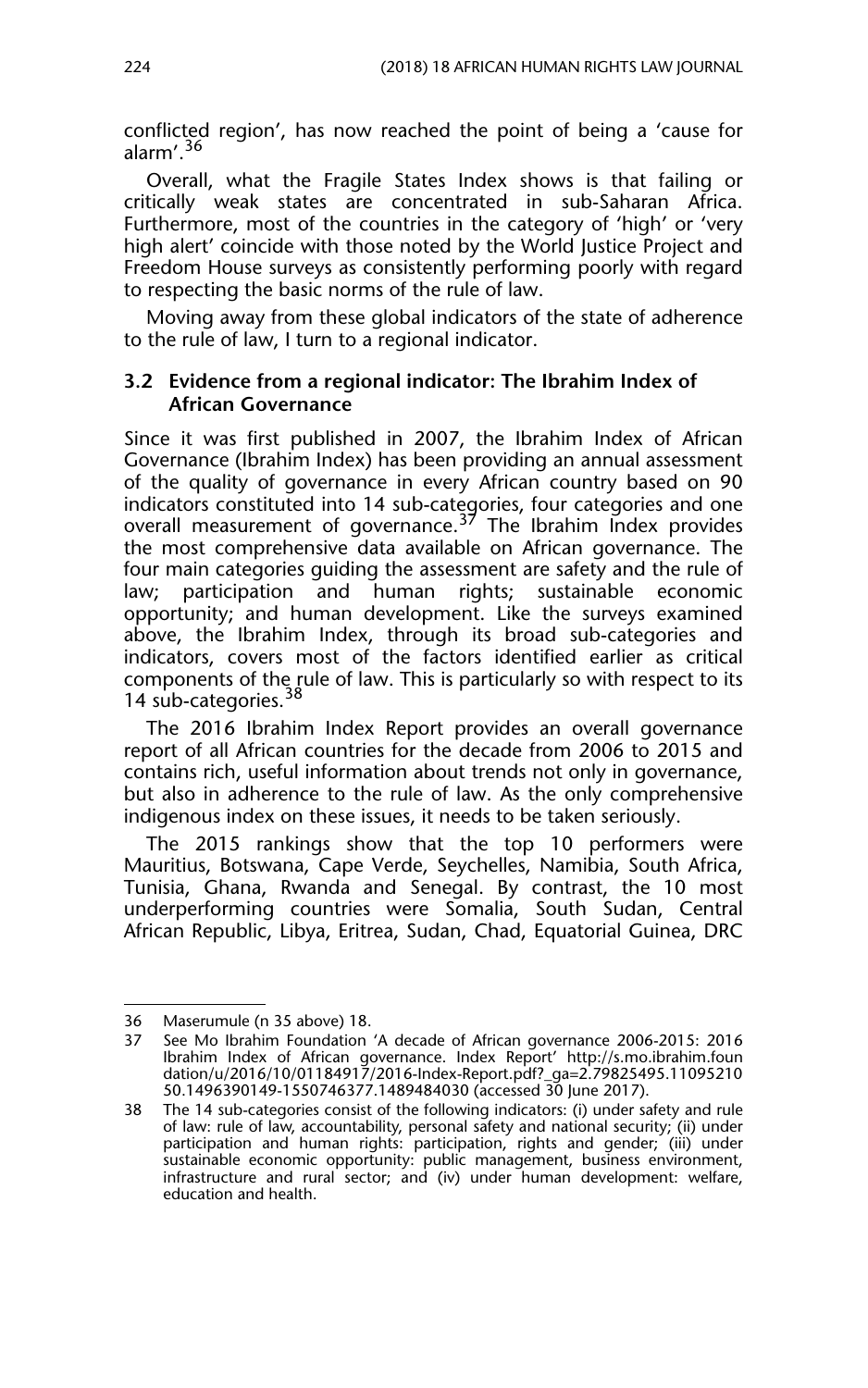conflicted region', has now reached the point of being a 'cause for alarm'.[36]

Overall, what the Fragile States Index shows is that failing or critically weak states are concentrated in sub-Saharan Africa. Furthermore, most of the countries in the category of 'high' or 'very high alert' coincide with those noted by the World Justice Project and Freedom House surveys as consistently performing poorly with regard to respecting the basic norms of the rule of law.

Moving away from these global indicators of the state of adherence to the rule of law, I turn to a regional indicator.

### 3.2 Evidence from a regional indicator: The Ibrahim Index of African Governance

Since it was first published in 2007, the Ibrahim Index of African Governance (Ibrahim Index) has been providing an annual assessment of the quality of governance in every African country based on 90 indicators constituted into 14 sub-categories, four categories and one overall measurement of governance.[37] The Ibrahim Index provides the most comprehensive data available on African governance. The four main categories guiding the assessment are safety and the rule of law; participation and human rights; sustainable economic opportunity; and human development. Like the surveys examined above, the Ibrahim Index, through its broad sub-categories and indicators, covers most of the factors identified earlier as critical components of the rule of law. This is particularly so with respect to its 14 sub-categories.[38]

The 2016 Ibrahim Index Report provides an overall governance report of all African countries for the decade from 2006 to 2015 and contains rich, useful information about trends not only in governance, but also in adherence to the rule of law. As the only comprehensive indigenous index on these issues, it needs to be taken seriously.

The 2015 rankings show that the top 10 performers were Mauritius, Botswana, Cape Verde, Seychelles, Namibia, South Africa, Tunisia, Ghana, Rwanda and Senegal. By contrast, the 10 most underperforming countries were Somalia, South Sudan, Central African Republic, Libya, Eritrea, Sudan, Chad, Equatorial Guinea, DRC

---

36 Maserumule (n 35 above) 18.

37 See Mo Ibrahim Foundation 'A decade of African governance 2006-2015: 2016 Ibrahim Index of African governance. Index Report' http://s.mo.ibrahim.foundation/u/2016/10/01184917/2016-Index-Report.pdf?_ga=2.79825495.1109521050.1496390149-1550746377.1489484030 (accessed 30 June 2017).

38 The 14 sub-categories consist of the following indicators: (i) under safety and rule of law: rule of law, accountability, personal safety and national security; (ii) under participation and human rights: participation, rights and gender; (iii) under sustainable economic opportunity: public management, business environment, infrastructure and rural sector; and (iv) under human development: welfare, education and health.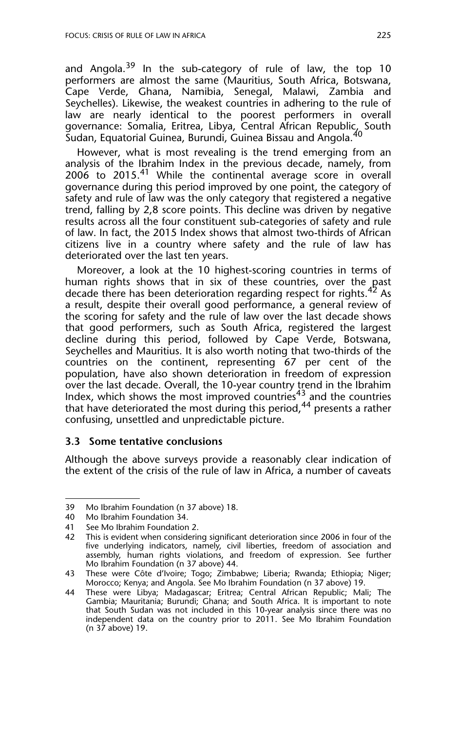and Angola.[39] In the sub-category of rule of law, the top 10 performers are almost the same (Mauritius, South Africa, Botswana, Cape Verde, Ghana, Namibia, Senegal, Malawi, Zambia and Seychelles). Likewise, the weakest countries in adhering to the rule of law are nearly identical to the poorest performers in overall governance: Somalia, Eritrea, Libya, Central African Republic, South Sudan, Equatorial Guinea, Burundi, Guinea Bissau and Angola.[40]

However, what is most revealing is the trend emerging from an analysis of the Ibrahim Index in the previous decade, namely, from 2006 to 2015.[41] While the continental average score in overall governance during this period improved by one point, the category of safety and rule of law was the only category that registered a negative trend, falling by 2,8 score points. This decline was driven by negative results across all the four constituent sub-categories of safety and rule of law. In fact, the 2015 Index shows that almost two-thirds of African citizens live in a country where safety and the rule of law has deteriorated over the last ten years.

Moreover, a look at the 10 highest-scoring countries in terms of human rights shows that in six of these countries, over the past decade there has been deterioration regarding respect for rights.[42] As a result, despite their overall good performance, a general review of the scoring for safety and the rule of law over the last decade shows that good performers, such as South Africa, registered the largest decline during this period, followed by Cape Verde, Botswana, Seychelles and Mauritius. It is also worth noting that two-thirds of the countries on the continent, representing 67 per cent of the population, have also shown deterioration in freedom of expression over the last decade. Overall, the 10-year country trend in the Ibrahim Index, which shows the most improved countries[43] and the countries that have deteriorated the most during this period,[44] presents a rather confusing, unsettled and unpredictable picture.

### 3.3 Some tentative conclusions

Although the above surveys provide a reasonably clear indication of the extent of the crisis of the rule of law in Africa, a number of caveats

---

39 Mo Ibrahim Foundation (n 37 above) 18.

40 Mo Ibrahim Foundation 34.

41 See Mo Ibrahim Foundation 2.

42 This is evident when considering significant deterioration since 2006 in four of the five underlying indicators, namely, civil liberties, freedom of association and assembly, human rights violations, and freedom of expression. See further Mo Ibrahim Foundation (n 37 above) 44.

43 These were Côte d'Ivoire; Togo; Zimbabwe; Liberia; Rwanda; Ethiopia; Niger; Morocco; Kenya; and Angola. See Mo Ibrahim Foundation (n 37 above) 19.

44 These were Libya; Madagascar; Eritrea; Central African Republic; Mali; The Gambia; Mauritania; Burundi; Ghana; and South Africa. It is important to note that South Sudan was not included in this 10-year analysis since there was no independent data on the country prior to 2011. See Mo Ibrahim Foundation (n 37 above) 19.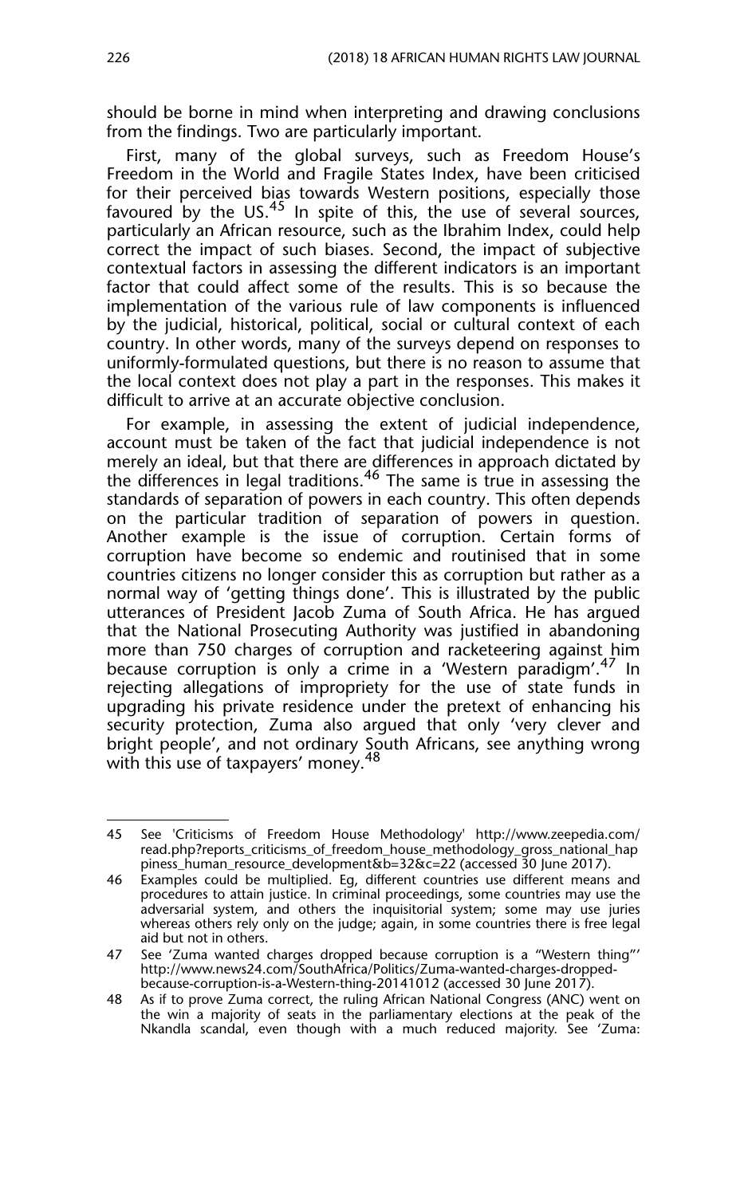should be borne in mind when interpreting and drawing conclusions from the findings. Two are particularly important.

First, many of the global surveys, such as Freedom House's Freedom in the World and Fragile States Index, have been criticised for their perceived bias towards Western positions, especially those favoured by the US.[45] In spite of this, the use of several sources, particularly an African resource, such as the Ibrahim Index, could help correct the impact of such biases. Second, the impact of subjective contextual factors in assessing the different indicators is an important factor that could affect some of the results. This is so because the implementation of the various rule of law components is influenced by the judicial, historical, political, social or cultural context of each country. In other words, many of the surveys depend on responses to uniformly-formulated questions, but there is no reason to assume that the local context does not play a part in the responses. This makes it difficult to arrive at an accurate objective conclusion.

For example, in assessing the extent of judicial independence, account must be taken of the fact that judicial independence is not merely an ideal, but that there are differences in approach dictated by the differences in legal traditions.[46] The same is true in assessing the standards of separation of powers in each country. This often depends on the particular tradition of separation of powers in question. Another example is the issue of corruption. Certain forms of corruption have become so endemic and routinised that in some countries citizens no longer consider this as corruption but rather as a normal way of 'getting things done'. This is illustrated by the public utterances of President Jacob Zuma of South Africa. He has argued that the National Prosecuting Authority was justified in abandoning more than 750 charges of corruption and racketeering against him because corruption is only a crime in a 'Western paradigm'.[47] In rejecting allegations of impropriety for the use of state funds in upgrading his private residence under the pretext of enhancing his security protection, Zuma also argued that only 'very clever and bright people', and not ordinary South Africans, see anything wrong with this use of taxpayers' money.[48]

---

45 See 'Criticisms of Freedom House Methodology' http://www.zeepedia.com/read.php?reports_criticisms_of_freedom_house_methodology_gross_national_happiness_human_resource_development&b=32&c=22 (accessed 30 June 2017).

46 Examples could be multiplied. Eg, different countries use different means and procedures to attain justice. In criminal proceedings, some countries may use the adversarial system, and others the inquisitorial system; some may use juries whereas others rely only on the judge; again, in some countries there is free legal aid but not in others.

47 See 'Zuma wanted charges dropped because corruption is a "Western thing"' http://www.news24.com/SouthAfrica/Politics/Zuma-wanted-charges-dropped-because-corruption-is-a-Western-thing-20141012 (accessed 30 June 2017).

48 As if to prove Zuma correct, the ruling African National Congress (ANC) went on the win a majority of seats in the parliamentary elections at the peak of the Nkandla scandal, even though with a much reduced majority. See 'Zuma: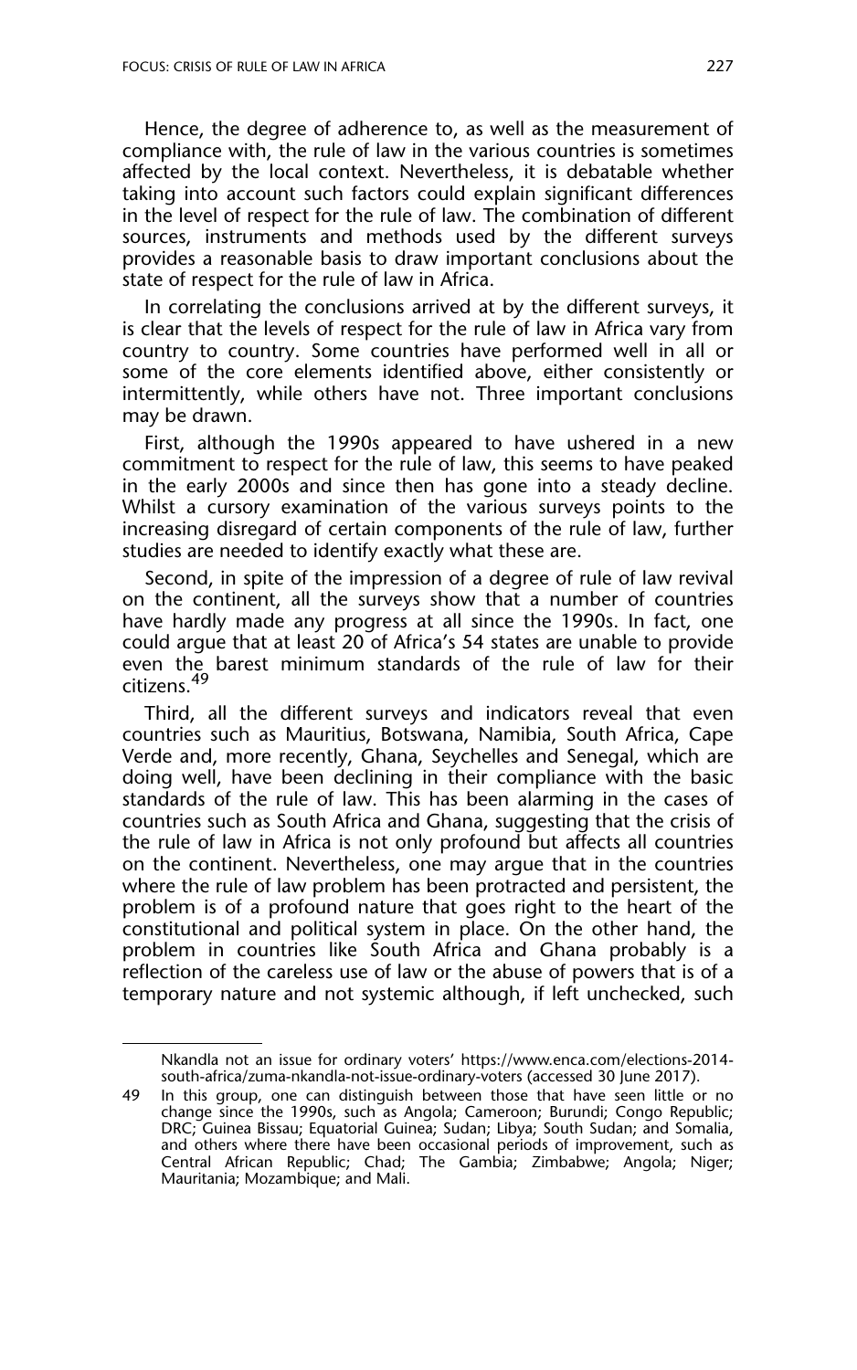Hence, the degree of adherence to, as well as the measurement of compliance with, the rule of law in the various countries is sometimes affected by the local context. Nevertheless, it is debatable whether taking into account such factors could explain significant differences in the level of respect for the rule of law. The combination of different sources, instruments and methods used by the different surveys provides a reasonable basis to draw important conclusions about the state of respect for the rule of law in Africa.

In correlating the conclusions arrived at by the different surveys, it is clear that the levels of respect for the rule of law in Africa vary from country to country. Some countries have performed well in all or some of the core elements identified above, either consistently or intermittently, while others have not. Three important conclusions may be drawn.

First, although the 1990s appeared to have ushered in a new commitment to respect for the rule of law, this seems to have peaked in the early 2000s and since then has gone into a steady decline. Whilst a cursory examination of the various surveys points to the increasing disregard of certain components of the rule of law, further studies are needed to identify exactly what these are.

Second, in spite of the impression of a degree of rule of law revival on the continent, all the surveys show that a number of countries have hardly made any progress at all since the 1990s. In fact, one could argue that at least 20 of Africa's 54 states are unable to provide even the barest minimum standards of the rule of law for their citizens.[49]

Third, all the different surveys and indicators reveal that even countries such as Mauritius, Botswana, Namibia, South Africa, Cape Verde and, more recently, Ghana, Seychelles and Senegal, which are doing well, have been declining in their compliance with the basic standards of the rule of law. This has been alarming in the cases of countries such as South Africa and Ghana, suggesting that the crisis of the rule of law in Africa is not only profound but affects all countries on the continent. Nevertheless, one may argue that in the countries where the rule of law problem has been protracted and persistent, the problem is of a profound nature that goes right to the heart of the constitutional and political system in place. On the other hand, the problem in countries like South Africa and Ghana probably is a reflection of the careless use of law or the abuse of powers that is of a temporary nature and not systemic although, if left unchecked, such

---

Nkandla not an issue for ordinary voters' https://www.enca.com/elections-2014-south-africa/zuma-nkandla-not-issue-ordinary-voters (accessed 30 June 2017).

49 In this group, one can distinguish between those that have seen little or no change since the 1990s, such as Angola; Cameroon; Burundi; Congo Republic; DRC; Guinea Bissau; Equatorial Guinea; Sudan; Libya; South Sudan; and Somalia, and others where there have been occasional periods of improvement, such as Central African Republic; Chad; The Gambia; Zimbabwe; Angola; Niger; Mauritania; Mozambique; and Mali.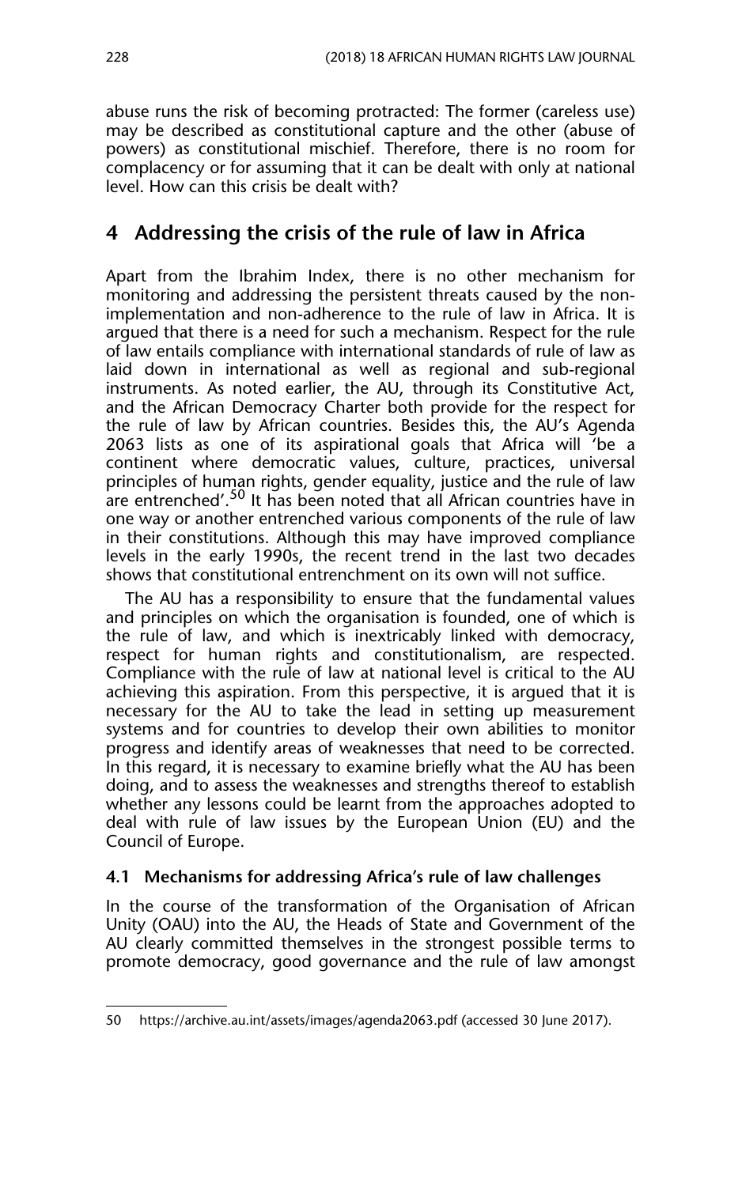abuse runs the risk of becoming protracted: The former (careless use) may be described as constitutional capture and the other (abuse of powers) as constitutional mischief. Therefore, there is no room for complacency or for assuming that it can be dealt with only at national level. How can this crisis be dealt with?

## 4 Addressing the crisis of the rule of law in Africa

Apart from the Ibrahim Index, there is no other mechanism for monitoring and addressing the persistent threats caused by the non-implementation and non-adherence to the rule of law in Africa. It is argued that there is a need for such a mechanism. Respect for the rule of law entails compliance with international standards of rule of law as laid down in international as well as regional and sub-regional instruments. As noted earlier, the AU, through its Constitutive Act, and the African Democracy Charter both provide for the respect for the rule of law by African countries. Besides this, the AU's Agenda 2063 lists as one of its aspirational goals that Africa will 'be a continent where democratic values, culture, practices, universal principles of human rights, gender equality, justice and the rule of law are entrenched'.[50] It has been noted that all African countries have in one way or another entrenched various components of the rule of law in their constitutions. Although this may have improved compliance levels in the early 1990s, the recent trend in the last two decades shows that constitutional entrenchment on its own will not suffice.

The AU has a responsibility to ensure that the fundamental values and principles on which the organisation is founded, one of which is the rule of law, and which is inextricably linked with democracy, respect for human rights and constitutionalism, are respected. Compliance with the rule of law at national level is critical to the AU achieving this aspiration. From this perspective, it is argued that it is necessary for the AU to take the lead in setting up measurement systems and for countries to develop their own abilities to monitor progress and identify areas of weaknesses that need to be corrected. In this regard, it is necessary to examine briefly what the AU has been doing, and to assess the weaknesses and strengths thereof to establish whether any lessons could be learnt from the approaches adopted to deal with rule of law issues by the European Union (EU) and the Council of Europe.

### 4.1 Mechanisms for addressing Africa's rule of law challenges

In the course of the transformation of the Organisation of African Unity (OAU) into the AU, the Heads of State and Government of the AU clearly committed themselves in the strongest possible terms to promote democracy, good governance and the rule of law amongst

---

50 https://archive.au.int/assets/images/agenda2063.pdf (accessed 30 June 2017).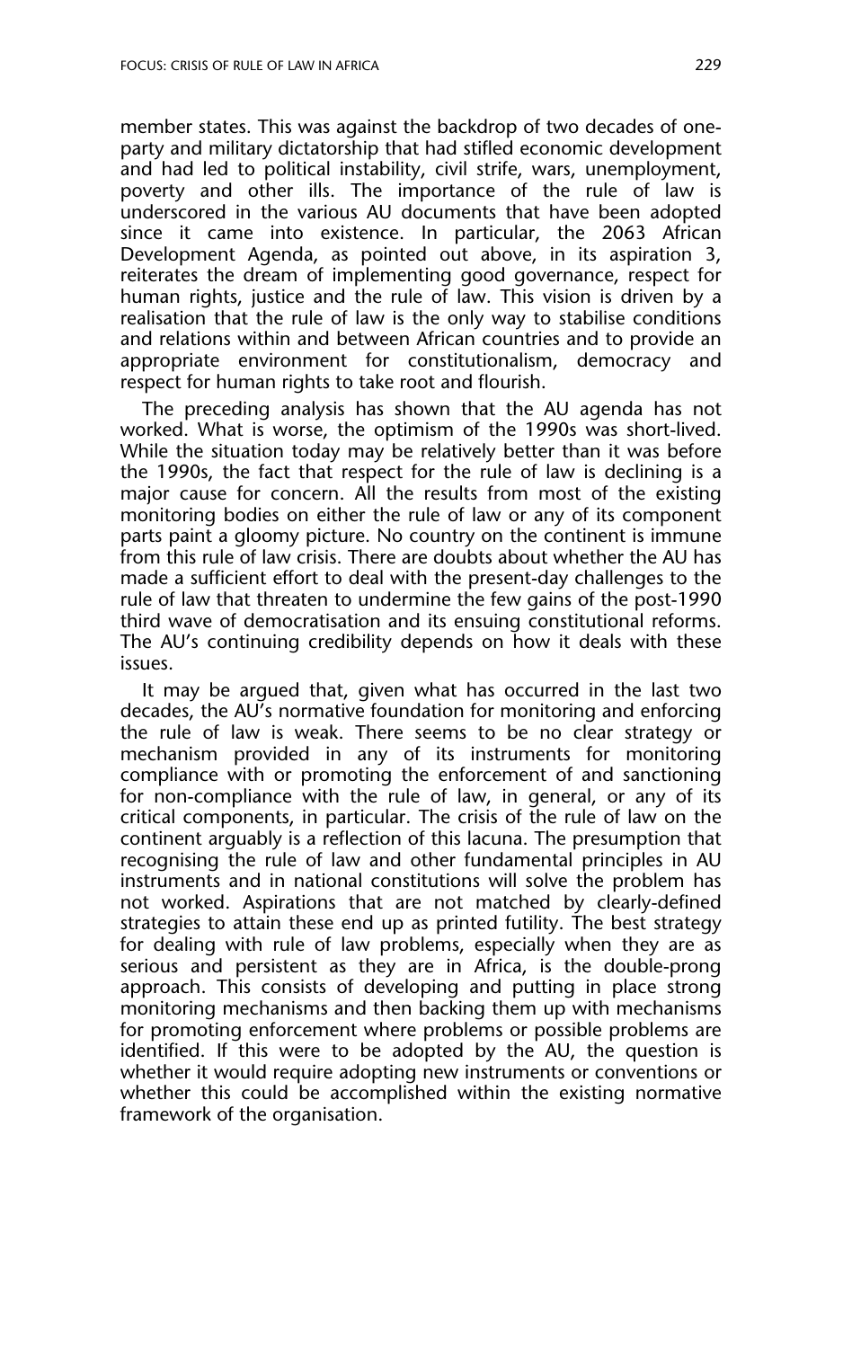member states. This was against the backdrop of two decades of one-party and military dictatorship that had stifled economic development and had led to political instability, civil strife, wars, unemployment, poverty and other ills. The importance of the rule of law is underscored in the various AU documents that have been adopted since it came into existence. In particular, the 2063 African Development Agenda, as pointed out above, in its aspiration 3, reiterates the dream of implementing good governance, respect for human rights, justice and the rule of law. This vision is driven by a realisation that the rule of law is the only way to stabilise conditions and relations within and between African countries and to provide an appropriate environment for constitutionalism, democracy and respect for human rights to take root and flourish.

The preceding analysis has shown that the AU agenda has not worked. What is worse, the optimism of the 1990s was short-lived. While the situation today may be relatively better than it was before the 1990s, the fact that respect for the rule of law is declining is a major cause for concern. All the results from most of the existing monitoring bodies on either the rule of law or any of its component parts paint a gloomy picture. No country on the continent is immune from this rule of law crisis. There are doubts about whether the AU has made a sufficient effort to deal with the present-day challenges to the rule of law that threaten to undermine the few gains of the post-1990 third wave of democratisation and its ensuing constitutional reforms. The AU's continuing credibility depends on how it deals with these issues.

It may be argued that, given what has occurred in the last two decades, the AU's normative foundation for monitoring and enforcing the rule of law is weak. There seems to be no clear strategy or mechanism provided in any of its instruments for monitoring compliance with or promoting the enforcement of and sanctioning for non-compliance with the rule of law, in general, or any of its critical components, in particular. The crisis of the rule of law on the continent arguably is a reflection of this lacuna. The presumption that recognising the rule of law and other fundamental principles in AU instruments and in national constitutions will solve the problem has not worked. Aspirations that are not matched by clearly-defined strategies to attain these end up as printed futility. The best strategy for dealing with rule of law problems, especially when they are as serious and persistent as they are in Africa, is the double-prong approach. This consists of developing and putting in place strong monitoring mechanisms and then backing them up with mechanisms for promoting enforcement where problems or possible problems are identified. If this were to be adopted by the AU, the question is whether it would require adopting new instruments or conventions or whether this could be accomplished within the existing normative framework of the organisation.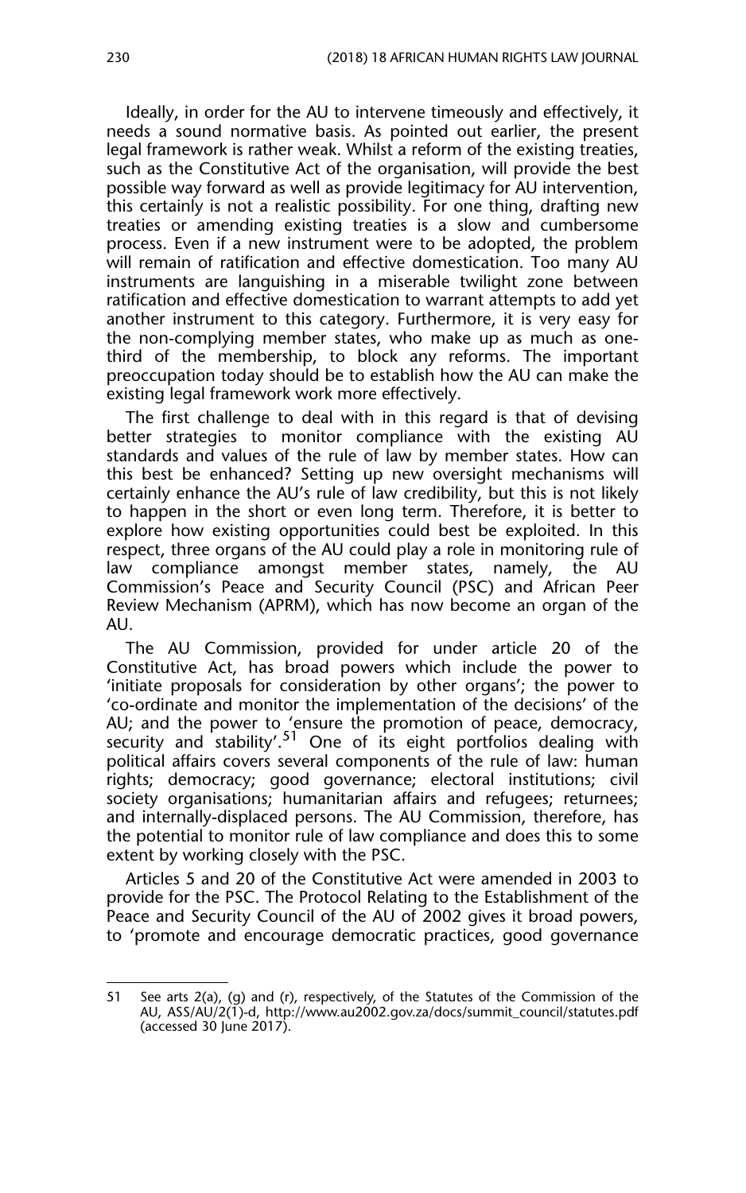Ideally, in order for the AU to intervene timeously and effectively, it needs a sound normative basis. As pointed out earlier, the present legal framework is rather weak. Whilst a reform of the existing treaties, such as the Constitutive Act of the organisation, will provide the best possible way forward as well as provide legitimacy for AU intervention, this certainly is not a realistic possibility. For one thing, drafting new treaties or amending existing treaties is a slow and cumbersome process. Even if a new instrument were to be adopted, the problem will remain of ratification and effective domestication. Too many AU instruments are languishing in a miserable twilight zone between ratification and effective domestication to warrant attempts to add yet another instrument to this category. Furthermore, it is very easy for the non-complying member states, who make up as much as one-third of the membership, to block any reforms. The important preoccupation today should be to establish how the AU can make the existing legal framework work more effectively.

The first challenge to deal with in this regard is that of devising better strategies to monitor compliance with the existing AU standards and values of the rule of law by member states. How can this best be enhanced? Setting up new oversight mechanisms will certainly enhance the AU's rule of law credibility, but this is not likely to happen in the short or even long term. Therefore, it is better to explore how existing opportunities could best be exploited. In this respect, three organs of the AU could play a role in monitoring rule of law compliance amongst member states, namely, the AU Commission's Peace and Security Council (PSC) and African Peer Review Mechanism (APRM), which has now become an organ of the AU.

The AU Commission, provided for under article 20 of the Constitutive Act, has broad powers which include the power to 'initiate proposals for consideration by other organs'; the power to 'co-ordinate and monitor the implementation of the decisions' of the AU; and the power to 'ensure the promotion of peace, democracy, security and stability'.[51] One of its eight portfolios dealing with political affairs covers several components of the rule of law: human rights; democracy; good governance; electoral institutions; civil society organisations; humanitarian affairs and refugees; returnees; and internally-displaced persons. The AU Commission, therefore, has the potential to monitor rule of law compliance and does this to some extent by working closely with the PSC.

Articles 5 and 20 of the Constitutive Act were amended in 2003 to provide for the PSC. The Protocol Relating to the Establishment of the Peace and Security Council of the AU of 2002 gives it broad powers, to 'promote and encourage democratic practices, good governance

---

51 See arts 2(a), (g) and (r), respectively, of the Statutes of the Commission of the AU, ASS/AU/2(1)-d, http://www.au2002.gov.za/docs/summit_council/statutes.pdf (accessed 30 June 2017).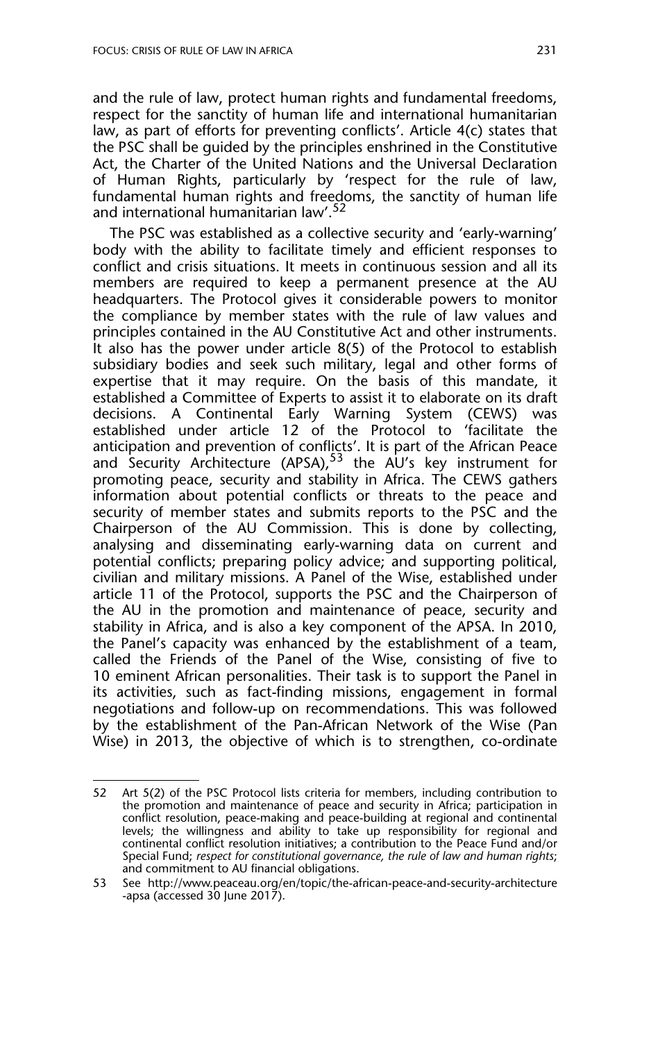and the rule of law, protect human rights and fundamental freedoms, respect for the sanctity of human life and international humanitarian law, as part of efforts for preventing conflicts'. Article 4(c) states that the PSC shall be guided by the principles enshrined in the Constitutive Act, the Charter of the United Nations and the Universal Declaration of Human Rights, particularly by 'respect for the rule of law, fundamental human rights and freedoms, the sanctity of human life and international humanitarian law'.[52]

The PSC was established as a collective security and 'early-warning' body with the ability to facilitate timely and efficient responses to conflict and crisis situations. It meets in continuous session and all its members are required to keep a permanent presence at the AU headquarters. The Protocol gives it considerable powers to monitor the compliance by member states with the rule of law values and principles contained in the AU Constitutive Act and other instruments. It also has the power under article 8(5) of the Protocol to establish subsidiary bodies and seek such military, legal and other forms of expertise that it may require. On the basis of this mandate, it established a Committee of Experts to assist it to elaborate on its draft decisions. A Continental Early Warning System (CEWS) was established under article 12 of the Protocol to 'facilitate the anticipation and prevention of conflicts'. It is part of the African Peace and Security Architecture (APSA),[53] the AU's key instrument for promoting peace, security and stability in Africa. The CEWS gathers information about potential conflicts or threats to the peace and security of member states and submits reports to the PSC and the Chairperson of the AU Commission. This is done by collecting, analysing and disseminating early-warning data on current and potential conflicts; preparing policy advice; and supporting political, civilian and military missions. A Panel of the Wise, established under article 11 of the Protocol, supports the PSC and the Chairperson of the AU in the promotion and maintenance of peace, security and stability in Africa, and is also a key component of the APSA. In 2010, the Panel's capacity was enhanced by the establishment of a team, called the Friends of the Panel of the Wise, consisting of five to 10 eminent African personalities. Their task is to support the Panel in its activities, such as fact-finding missions, engagement in formal negotiations and follow-up on recommendations. This was followed by the establishment of the Pan-African Network of the Wise (Pan Wise) in 2013, the objective of which is to strengthen, co-ordinate

---

52 Art 5(2) of the PSC Protocol lists criteria for members, including contribution to the promotion and maintenance of peace and security in Africa; participation in conflict resolution, peace-making and peace-building at regional and continental levels; the willingness and ability to take up responsibility for regional and continental conflict resolution initiatives; a contribution to the Peace Fund and/or Special Fund; *respect for constitutional governance, the rule of law and human rights*; and commitment to AU financial obligations.

53 See http://www.peaceau.org/en/topic/the-african-peace-and-security-architecture-apsa (accessed 30 June 2017).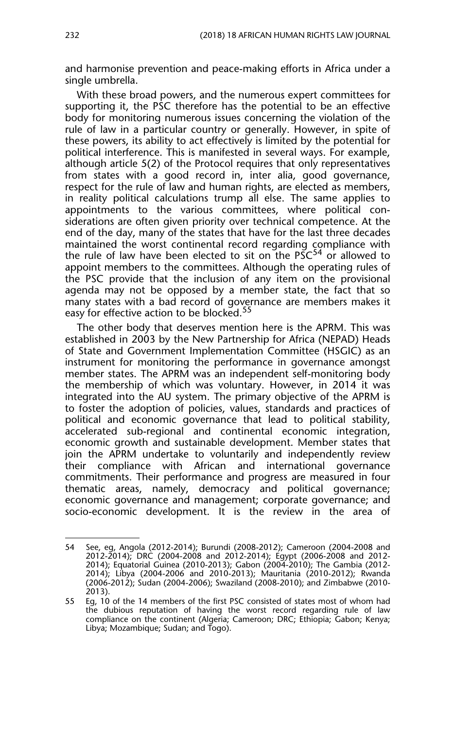and harmonise prevention and peace-making efforts in Africa under a single umbrella.

With these broad powers, and the numerous expert committees for supporting it, the PSC therefore has the potential to be an effective body for monitoring numerous issues concerning the violation of the rule of law in a particular country or generally. However, in spite of these powers, its ability to act effectively is limited by the potential for political interference. This is manifested in several ways. For example, although article 5(2) of the Protocol requires that only representatives from states with a good record in, inter alia, good governance, respect for the rule of law and human rights, are elected as members, in reality political calculations trump all else. The same applies to appointments to the various committees, where political considerations are often given priority over technical competence. At the end of the day, many of the states that have for the last three decades maintained the worst continental record regarding compliance with the rule of law have been elected to sit on the PSC[54] or allowed to appoint members to the committees. Although the operating rules of the PSC provide that the inclusion of any item on the provisional agenda may not be opposed by a member state, the fact that so many states with a bad record of governance are members makes it easy for effective action to be blocked.[55]

The other body that deserves mention here is the APRM. This was established in 2003 by the New Partnership for Africa (NEPAD) Heads of State and Government Implementation Committee (HSGIC) as an instrument for monitoring the performance in governance amongst member states. The APRM was an independent self-monitoring body the membership of which was voluntary. However, in 2014 it was integrated into the AU system. The primary objective of the APRM is to foster the adoption of policies, values, standards and practices of political and economic governance that lead to political stability, accelerated sub-regional and continental economic integration, economic growth and sustainable development. Member states that join the APRM undertake to voluntarily and independently review their compliance with African and international governance commitments. Their performance and progress are measured in four thematic areas, namely, democracy and political governance; economic governance and management; corporate governance; and socio-economic development. It is the review in the area of

---

54 See, eg, Angola (2012-2014); Burundi (2008-2012); Cameroon (2004-2008 and 2012-2014); DRC (2004-2008 and 2012-2014); Egypt (2006-2008 and 2012-2014); Equatorial Guinea (2010-2013); Gabon (2004-2010); The Gambia (2012-2014); Libya (2004-2006 and 2010-2013); Mauritania (2010-2012); Rwanda (2006-2012); Sudan (2004-2006); Swaziland (2008-2010); and Zimbabwe (2010-2013).

55 Eg, 10 of the 14 members of the first PSC consisted of states most of whom had the dubious reputation of having the worst record regarding rule of law compliance on the continent (Algeria; Cameroon; DRC; Ethiopia; Gabon; Kenya; Libya; Mozambique; Sudan; and Togo).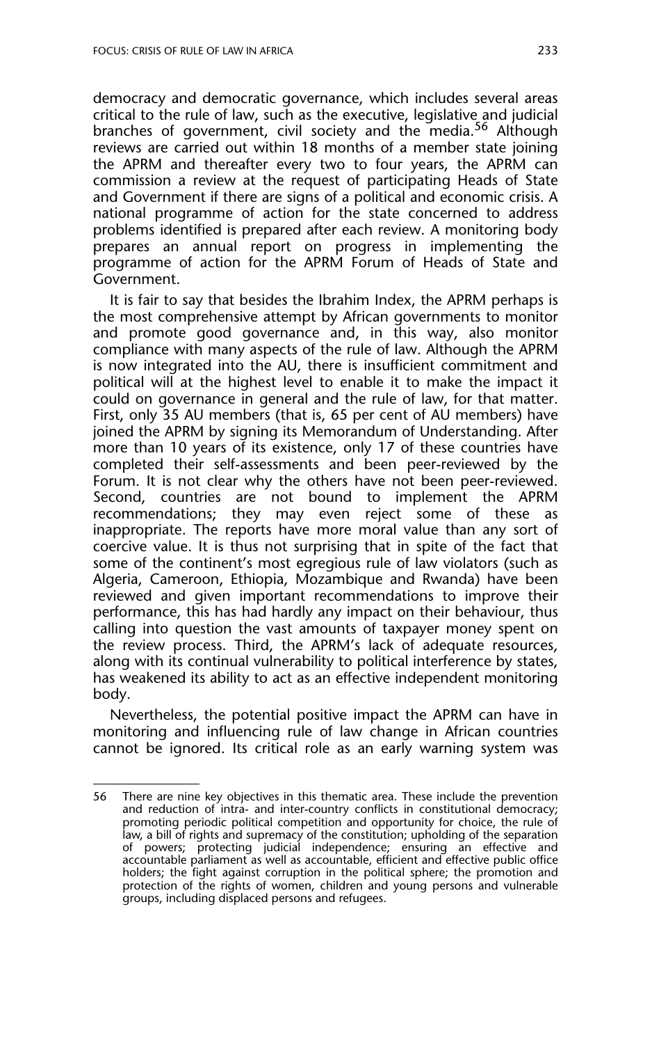democracy and democratic governance, which includes several areas critical to the rule of law, such as the executive, legislative and judicial branches of government, civil society and the media.[56] Although reviews are carried out within 18 months of a member state joining the APRM and thereafter every two to four years, the APRM can commission a review at the request of participating Heads of State and Government if there are signs of a political and economic crisis. A national programme of action for the state concerned to address problems identified is prepared after each review. A monitoring body prepares an annual report on progress in implementing the programme of action for the APRM Forum of Heads of State and Government.

It is fair to say that besides the Ibrahim Index, the APRM perhaps is the most comprehensive attempt by African governments to monitor and promote good governance and, in this way, also monitor compliance with many aspects of the rule of law. Although the APRM is now integrated into the AU, there is insufficient commitment and political will at the highest level to enable it to make the impact it could on governance in general and the rule of law, for that matter. First, only 35 AU members (that is, 65 per cent of AU members) have joined the APRM by signing its Memorandum of Understanding. After more than 10 years of its existence, only 17 of these countries have completed their self-assessments and been peer-reviewed by the Forum. It is not clear why the others have not been peer-reviewed. Second, countries are not bound to implement the APRM recommendations; they may even reject some of these as inappropriate. The reports have more moral value than any sort of coercive value. It is thus not surprising that in spite of the fact that some of the continent's most egregious rule of law violators (such as Algeria, Cameroon, Ethiopia, Mozambique and Rwanda) have been reviewed and given important recommendations to improve their performance, this has had hardly any impact on their behaviour, thus calling into question the vast amounts of taxpayer money spent on the review process. Third, the APRM's lack of adequate resources, along with its continual vulnerability to political interference by states, has weakened its ability to act as an effective independent monitoring body.

Nevertheless, the potential positive impact the APRM can have in monitoring and influencing rule of law change in African countries cannot be ignored. Its critical role as an early warning system was

---

56 There are nine key objectives in this thematic area. These include the prevention and reduction of intra- and inter-country conflicts in constitutional democracy; promoting periodic political competition and opportunity for choice, the rule of law, a bill of rights and supremacy of the constitution; upholding of the separation of powers; protecting judicial independence; ensuring an effective and accountable parliament as well as accountable, efficient and effective public office holders; the fight against corruption in the political sphere; the promotion and protection of the rights of women, children and young persons and vulnerable groups, including displaced persons and refugees.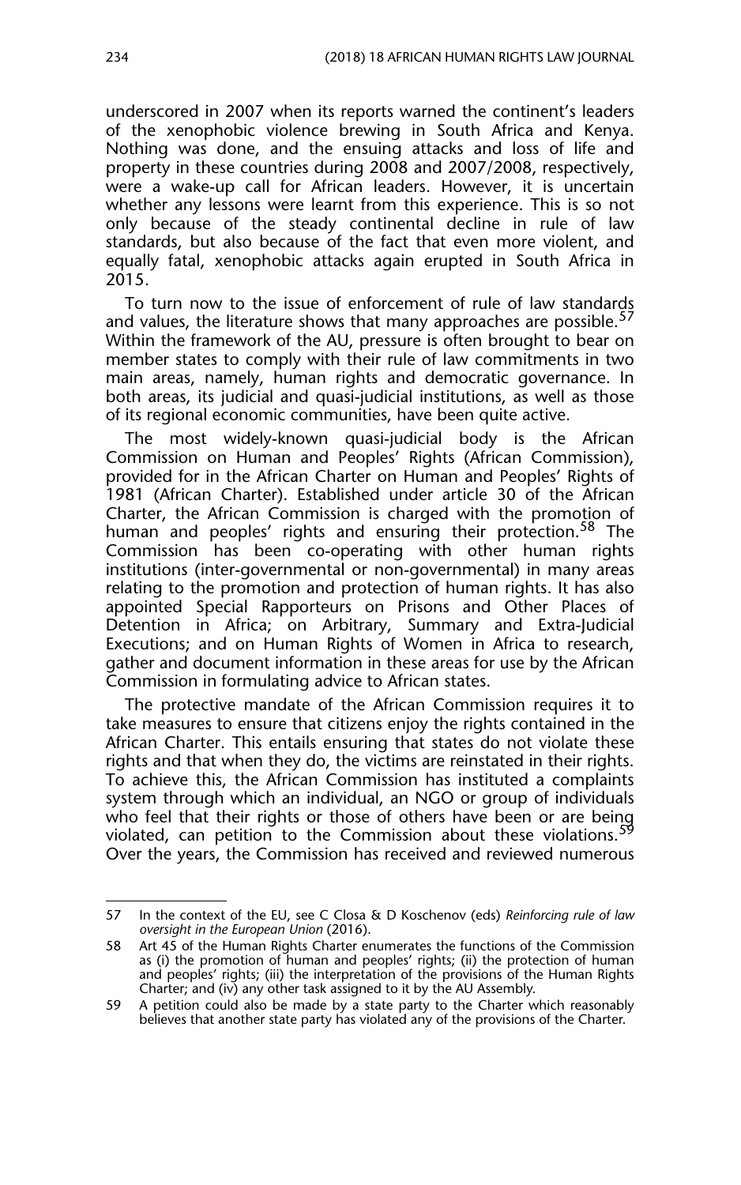underscored in 2007 when its reports warned the continent's leaders of the xenophobic violence brewing in South Africa and Kenya. Nothing was done, and the ensuing attacks and loss of life and property in these countries during 2008 and 2007/2008, respectively, were a wake-up call for African leaders. However, it is uncertain whether any lessons were learnt from this experience. This is so not only because of the steady continental decline in rule of law standards, but also because of the fact that even more violent, and equally fatal, xenophobic attacks again erupted in South Africa in 2015.

To turn now to the issue of enforcement of rule of law standards and values, the literature shows that many approaches are possible.[57] Within the framework of the AU, pressure is often brought to bear on member states to comply with their rule of law commitments in two main areas, namely, human rights and democratic governance. In both areas, its judicial and quasi-judicial institutions, as well as those of its regional economic communities, have been quite active.

The most widely-known quasi-judicial body is the African Commission on Human and Peoples' Rights (African Commission), provided for in the African Charter on Human and Peoples' Rights of 1981 (African Charter). Established under article 30 of the African Charter, the African Commission is charged with the promotion of human and peoples' rights and ensuring their protection.[58] The Commission has been co-operating with other human rights institutions (inter-governmental or non-governmental) in many areas relating to the promotion and protection of human rights. It has also appointed Special Rapporteurs on Prisons and Other Places of Detention in Africa; on Arbitrary, Summary and Extra-Judicial Executions; and on Human Rights of Women in Africa to research, gather and document information in these areas for use by the African Commission in formulating advice to African states.

The protective mandate of the African Commission requires it to take measures to ensure that citizens enjoy the rights contained in the African Charter. This entails ensuring that states do not violate these rights and that when they do, the victims are reinstated in their rights. To achieve this, the African Commission has instituted a complaints system through which an individual, an NGO or group of individuals who feel that their rights or those of others have been or are being violated, can petition to the Commission about these violations.[59] Over the years, the Commission has received and reviewed numerous

---

57 In the context of the EU, see C Closa & D Koschenov (eds) *Reinforcing rule of law oversight in the European Union* (2016).

58 Art 45 of the Human Rights Charter enumerates the functions of the Commission as (i) the promotion of human and peoples' rights; (ii) the protection of human and peoples' rights; (iii) the interpretation of the provisions of the Human Rights Charter; and (iv) any other task assigned to it by the AU Assembly.

59 A petition could also be made by a state party to the Charter which reasonably believes that another state party has violated any of the provisions of the Charter.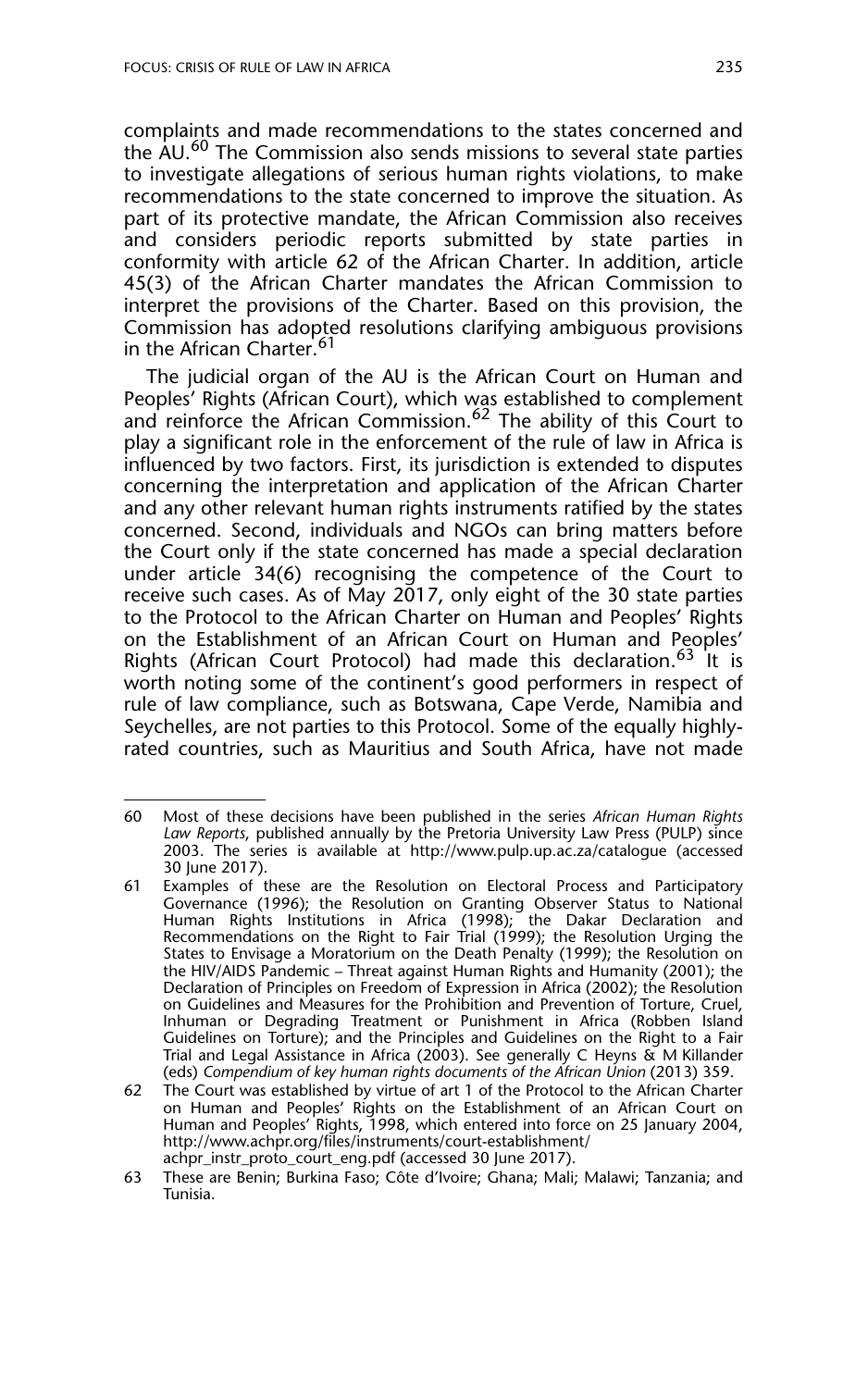complaints and made recommendations to the states concerned and the AU.[60] The Commission also sends missions to several state parties to investigate allegations of serious human rights violations, to make recommendations to the state concerned to improve the situation. As part of its protective mandate, the African Commission also receives and considers periodic reports submitted by state parties in conformity with article 62 of the African Charter. In addition, article 45(3) of the African Charter mandates the African Commission to interpret the provisions of the Charter. Based on this provision, the Commission has adopted resolutions clarifying ambiguous provisions in the African Charter.[61]

The judicial organ of the AU is the African Court on Human and Peoples' Rights (African Court), which was established to complement and reinforce the African Commission.[62] The ability of this Court to play a significant role in the enforcement of the rule of law in Africa is influenced by two factors. First, its jurisdiction is extended to disputes concerning the interpretation and application of the African Charter and any other relevant human rights instruments ratified by the states concerned. Second, individuals and NGOs can bring matters before the Court only if the state concerned has made a special declaration under article 34(6) recognising the competence of the Court to receive such cases. As of May 2017, only eight of the 30 state parties to the Protocol to the African Charter on Human and Peoples' Rights on the Establishment of an African Court on Human and Peoples' Rights (African Court Protocol) had made this declaration.[63] It is worth noting some of the continent's good performers in respect of rule of law compliance, such as Botswana, Cape Verde, Namibia and Seychelles, are not parties to this Protocol. Some of the equally highly-rated countries, such as Mauritius and South Africa, have not made

---

60 Most of these decisions have been published in the series *African Human Rights Law Reports*, published annually by the Pretoria University Law Press (PULP) since 2003. The series is available at http://www.pulp.up.ac.za/catalogue (accessed 30 June 2017).

61 Examples of these are the Resolution on Electoral Process and Participatory Governance (1996); the Resolution on Granting Observer Status to National Human Rights Institutions in Africa (1998); the Dakar Declaration and Recommendations on the Right to Fair Trial (1999); the Resolution Urging the States to Envisage a Moratorium on the Death Penalty (1999); the Resolution on the HIV/AIDS Pandemic – Threat against Human Rights and Humanity (2001); the Declaration of Principles on Freedom of Expression in Africa (2002); the Resolution on Guidelines and Measures for the Prohibition and Prevention of Torture, Cruel, Inhuman or Degrading Treatment or Punishment in Africa (Robben Island Guidelines on Torture); and the Principles and Guidelines on the Right to a Fair Trial and Legal Assistance in Africa (2003). See generally C Heyns & M Killander (eds) *Compendium of key human rights documents of the African Union* (2013) 359.

62 The Court was established by virtue of art 1 of the Protocol to the African Charter on Human and Peoples' Rights on the Establishment of an African Court on Human and Peoples' Rights, 1998, which entered into force on 25 January 2004, http://www.achpr.org/files/instruments/court-establishment/achpr_instr_proto_court_eng.pdf (accessed 30 June 2017).

63 These are Benin; Burkina Faso; Côte d'Ivoire; Ghana; Mali; Malawi; Tanzania; and Tunisia.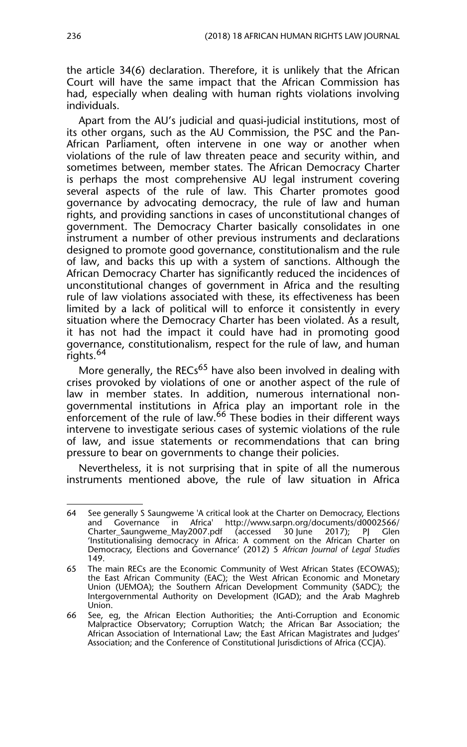the article 34(6) declaration. Therefore, it is unlikely that the African Court will have the same impact that the African Commission has had, especially when dealing with human rights violations involving individuals.

Apart from the AU's judicial and quasi-judicial institutions, most of its other organs, such as the AU Commission, the PSC and the Pan-African Parliament, often intervene in one way or another when violations of the rule of law threaten peace and security within, and sometimes between, member states. The African Democracy Charter is perhaps the most comprehensive AU legal instrument covering several aspects of the rule of law. This Charter promotes good governance by advocating democracy, the rule of law and human rights, and providing sanctions in cases of unconstitutional changes of government. The Democracy Charter basically consolidates in one instrument a number of other previous instruments and declarations designed to promote good governance, constitutionalism and the rule of law, and backs this up with a system of sanctions. Although the African Democracy Charter has significantly reduced the incidences of unconstitutional changes of government in Africa and the resulting rule of law violations associated with these, its effectiveness has been limited by a lack of political will to enforce it consistently in every situation where the Democracy Charter has been violated. As a result, it has not had the impact it could have had in promoting good governance, constitutionalism, respect for the rule of law, and human rights.[64]

More generally, the RECs[65] have also been involved in dealing with crises provoked by violations of one or another aspect of the rule of law in member states. In addition, numerous international non-governmental institutions in Africa play an important role in the enforcement of the rule of law.[66] These bodies in their different ways intervene to investigate serious cases of systemic violations of the rule of law, and issue statements or recommendations that can bring pressure to bear on governments to change their policies.

Nevertheless, it is not surprising that in spite of all the numerous instruments mentioned above, the rule of law situation in Africa

---

64 See generally S Saungweme 'A critical look at the Charter on Democracy, Elections and Governance in Africa' http://www.sarpn.org/documents/d0002566/Charter_Saungweme_May2007.pdf (accessed 30 June 2017); PJ Glen 'Institutionalising democracy in Africa: A comment on the African Charter on Democracy, Elections and Governance' (2012) 5 *African Journal of Legal Studies* 149.

65 The main RECs are the Economic Community of West African States (ECOWAS); the East African Community (EAC); the West African Economic and Monetary Union (UEMOA); the Southern African Development Community (SADC); the Intergovernmental Authority on Development (IGAD); and the Arab Maghreb Union.

66 See, eg, the African Election Authorities; the Anti-Corruption and Economic Malpractice Observatory; Corruption Watch; the African Bar Association; the African Association of International Law; the East African Magistrates and Judges' Association; and the Conference of Constitutional Jurisdictions of Africa (CCJA).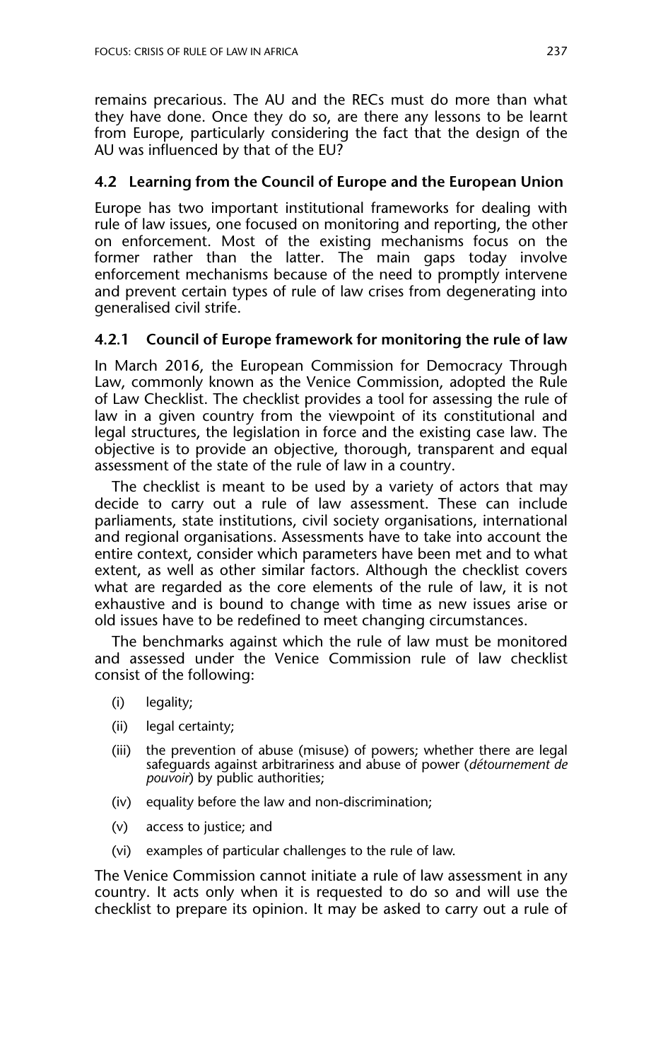remains precarious. The AU and the RECs must do more than what they have done. Once they do so, are there any lessons to be learnt from Europe, particularly considering the fact that the design of the AU was influenced by that of the EU?

### 4.2 Learning from the Council of Europe and the European Union

Europe has two important institutional frameworks for dealing with rule of law issues, one focused on monitoring and reporting, the other on enforcement. Most of the existing mechanisms focus on the former rather than the latter. The main gaps today involve enforcement mechanisms because of the need to promptly intervene and prevent certain types of rule of law crises from degenerating into generalised civil strife.

#### 4.2.1 Council of Europe framework for monitoring the rule of law

In March 2016, the European Commission for Democracy Through Law, commonly known as the Venice Commission, adopted the Rule of Law Checklist. The checklist provides a tool for assessing the rule of law in a given country from the viewpoint of its constitutional and legal structures, the legislation in force and the existing case law. The objective is to provide an objective, thorough, transparent and equal assessment of the state of the rule of law in a country.

The checklist is meant to be used by a variety of actors that may decide to carry out a rule of law assessment. These can include parliaments, state institutions, civil society organisations, international and regional organisations. Assessments have to take into account the entire context, consider which parameters have been met and to what extent, as well as other similar factors. Although the checklist covers what are regarded as the core elements of the rule of law, it is not exhaustive and is bound to change with time as new issues arise or old issues have to be redefined to meet changing circumstances.

The benchmarks against which the rule of law must be monitored and assessed under the Venice Commission rule of law checklist consist of the following:

- (i) legality;
- (ii) legal certainty;
- (iii) the prevention of abuse (misuse) of powers; whether there are legal safeguards against arbitrariness and abuse of power (*détournement de pouvoir*) by public authorities;
- (iv) equality before the law and non-discrimination;
- (v) access to justice; and
- (vi) examples of particular challenges to the rule of law.

The Venice Commission cannot initiate a rule of law assessment in any country. It acts only when it is requested to do so and will use the checklist to prepare its opinion. It may be asked to carry out a rule of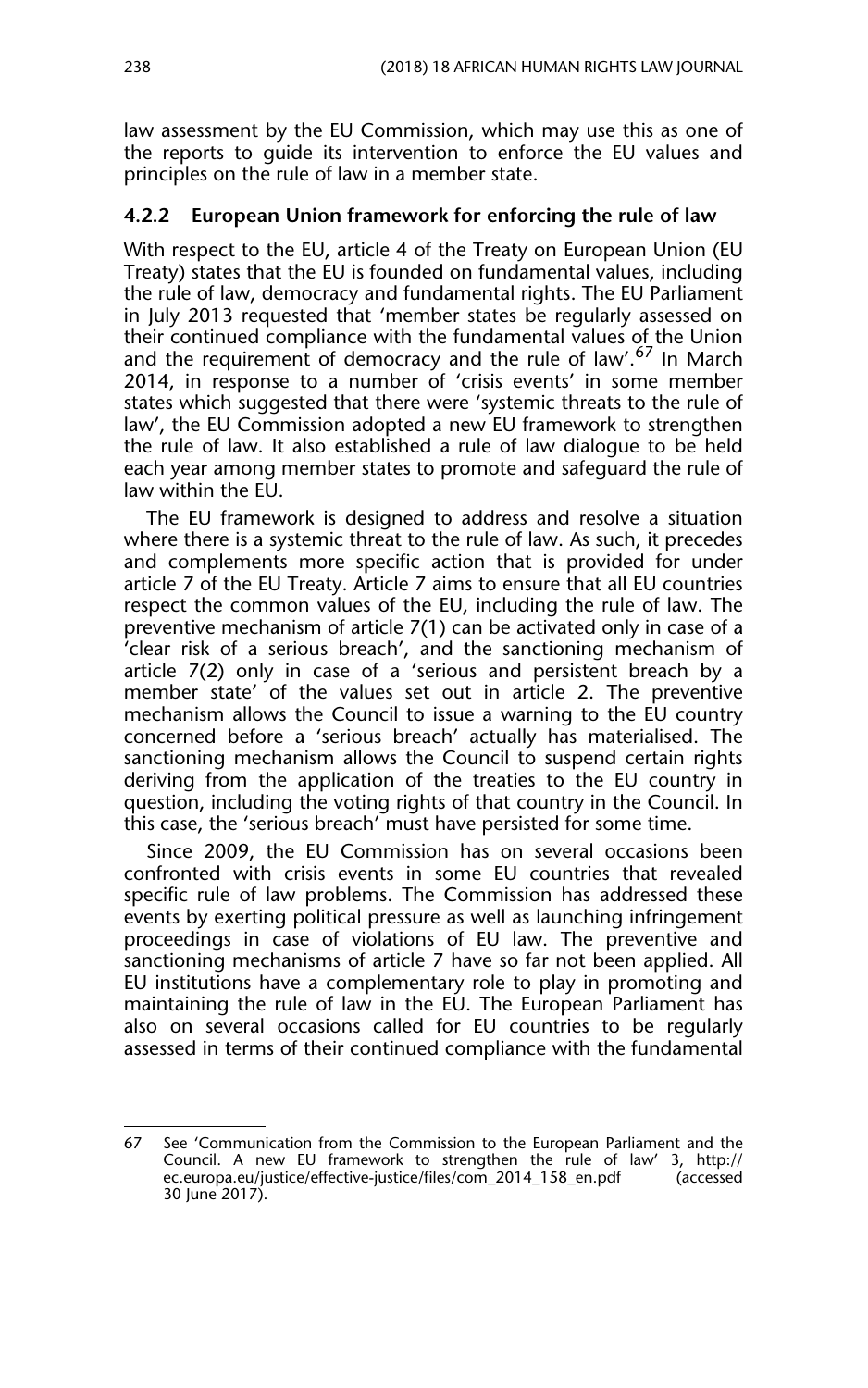law assessment by the EU Commission, which may use this as one of the reports to guide its intervention to enforce the EU values and principles on the rule of law in a member state.

### 4.2.2 European Union framework for enforcing the rule of law

With respect to the EU, article 4 of the Treaty on European Union (EU Treaty) states that the EU is founded on fundamental values, including the rule of law, democracy and fundamental rights. The EU Parliament in July 2013 requested that 'member states be regularly assessed on their continued compliance with the fundamental values of the Union and the requirement of democracy and the rule of law'.[67] In March 2014, in response to a number of 'crisis events' in some member states which suggested that there were 'systemic threats to the rule of law', the EU Commission adopted a new EU framework to strengthen the rule of law. It also established a rule of law dialogue to be held each year among member states to promote and safeguard the rule of law within the EU.

The EU framework is designed to address and resolve a situation where there is a systemic threat to the rule of law. As such, it precedes and complements more specific action that is provided for under article 7 of the EU Treaty. Article 7 aims to ensure that all EU countries respect the common values of the EU, including the rule of law. The preventive mechanism of article 7(1) can be activated only in case of a 'clear risk of a serious breach', and the sanctioning mechanism of article 7(2) only in case of a 'serious and persistent breach by a member state' of the values set out in article 2. The preventive mechanism allows the Council to issue a warning to the EU country concerned before a 'serious breach' actually has materialised. The sanctioning mechanism allows the Council to suspend certain rights deriving from the application of the treaties to the EU country in question, including the voting rights of that country in the Council. In this case, the 'serious breach' must have persisted for some time.

Since 2009, the EU Commission has on several occasions been confronted with crisis events in some EU countries that revealed specific rule of law problems. The Commission has addressed these events by exerting political pressure as well as launching infringement proceedings in case of violations of EU law. The preventive and sanctioning mechanisms of article 7 have so far not been applied. All EU institutions have a complementary role to play in promoting and maintaining the rule of law in the EU. The European Parliament has also on several occasions called for EU countries to be regularly assessed in terms of their continued compliance with the fundamental

---

67 See 'Communication from the Commission to the European Parliament and the Council. A new EU framework to strengthen the rule of law' 3, http://ec.europa.eu/justice/effective-justice/files/com_2014_158_en.pdf (accessed 30 June 2017).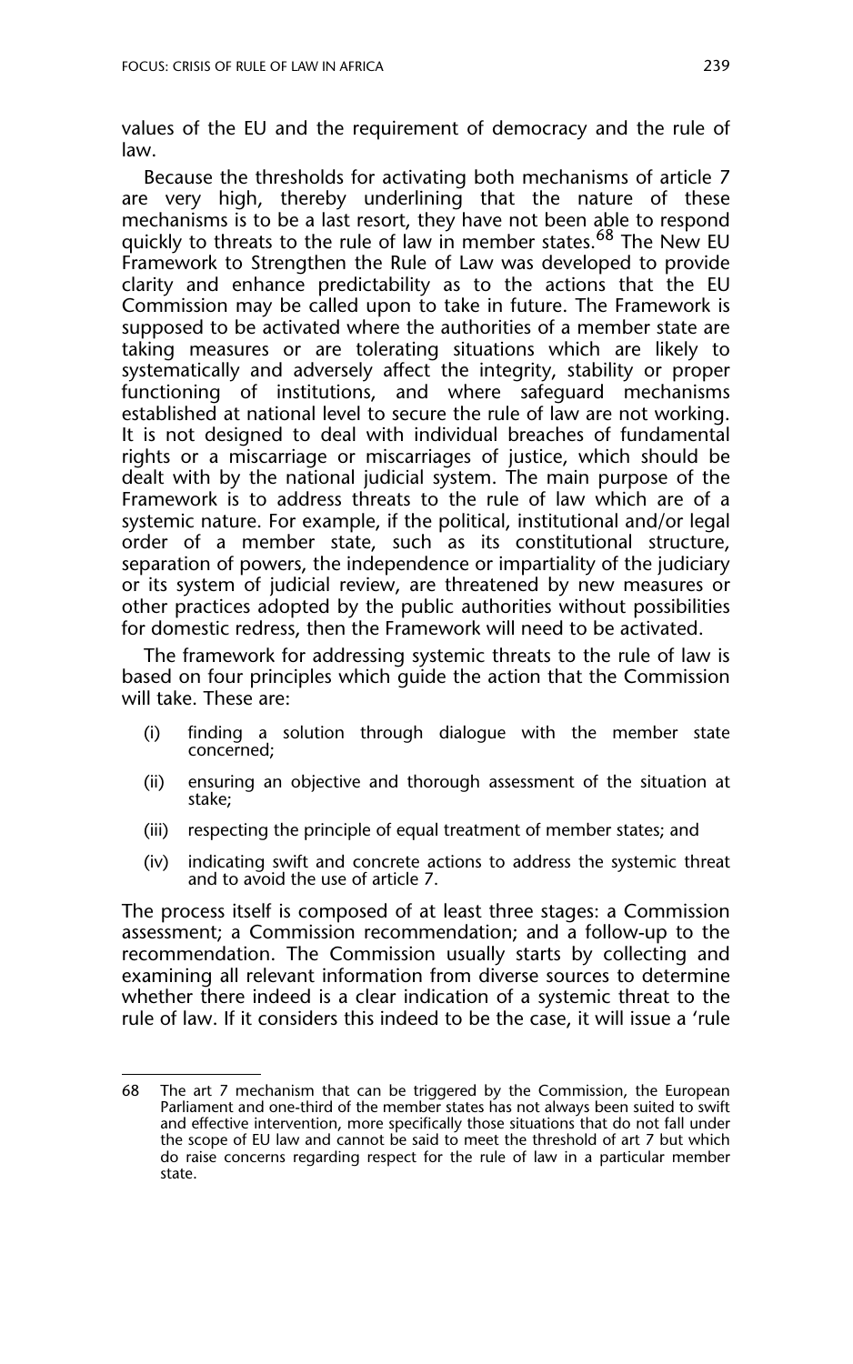values of the EU and the requirement of democracy and the rule of law.

Because the thresholds for activating both mechanisms of article 7 are very high, thereby underlining that the nature of these mechanisms is to be a last resort, they have not been able to respond quickly to threats to the rule of law in member states.[68] The New EU Framework to Strengthen the Rule of Law was developed to provide clarity and enhance predictability as to the actions that the EU Commission may be called upon to take in future. The Framework is supposed to be activated where the authorities of a member state are taking measures or are tolerating situations which are likely to systematically and adversely affect the integrity, stability or proper functioning of institutions, and where safeguard mechanisms established at national level to secure the rule of law are not working. It is not designed to deal with individual breaches of fundamental rights or a miscarriage or miscarriages of justice, which should be dealt with by the national judicial system. The main purpose of the Framework is to address threats to the rule of law which are of a systemic nature. For example, if the political, institutional and/or legal order of a member state, such as its constitutional structure, separation of powers, the independence or impartiality of the judiciary or its system of judicial review, are threatened by new measures or other practices adopted by the public authorities without possibilities for domestic redress, then the Framework will need to be activated.

The framework for addressing systemic threats to the rule of law is based on four principles which guide the action that the Commission will take. These are:

- (i) finding a solution through dialogue with the member state concerned;
- (ii) ensuring an objective and thorough assessment of the situation at stake;
- (iii) respecting the principle of equal treatment of member states; and
- (iv) indicating swift and concrete actions to address the systemic threat and to avoid the use of article 7.

The process itself is composed of at least three stages: a Commission assessment; a Commission recommendation; and a follow-up to the recommendation. The Commission usually starts by collecting and examining all relevant information from diverse sources to determine whether there indeed is a clear indication of a systemic threat to the rule of law. If it considers this indeed to be the case, it will issue a 'rule

---

68 The art 7 mechanism that can be triggered by the Commission, the European Parliament and one-third of the member states has not always been suited to swift and effective intervention, more specifically those situations that do not fall under the scope of EU law and cannot be said to meet the threshold of art 7 but which do raise concerns regarding respect for the rule of law in a particular member state.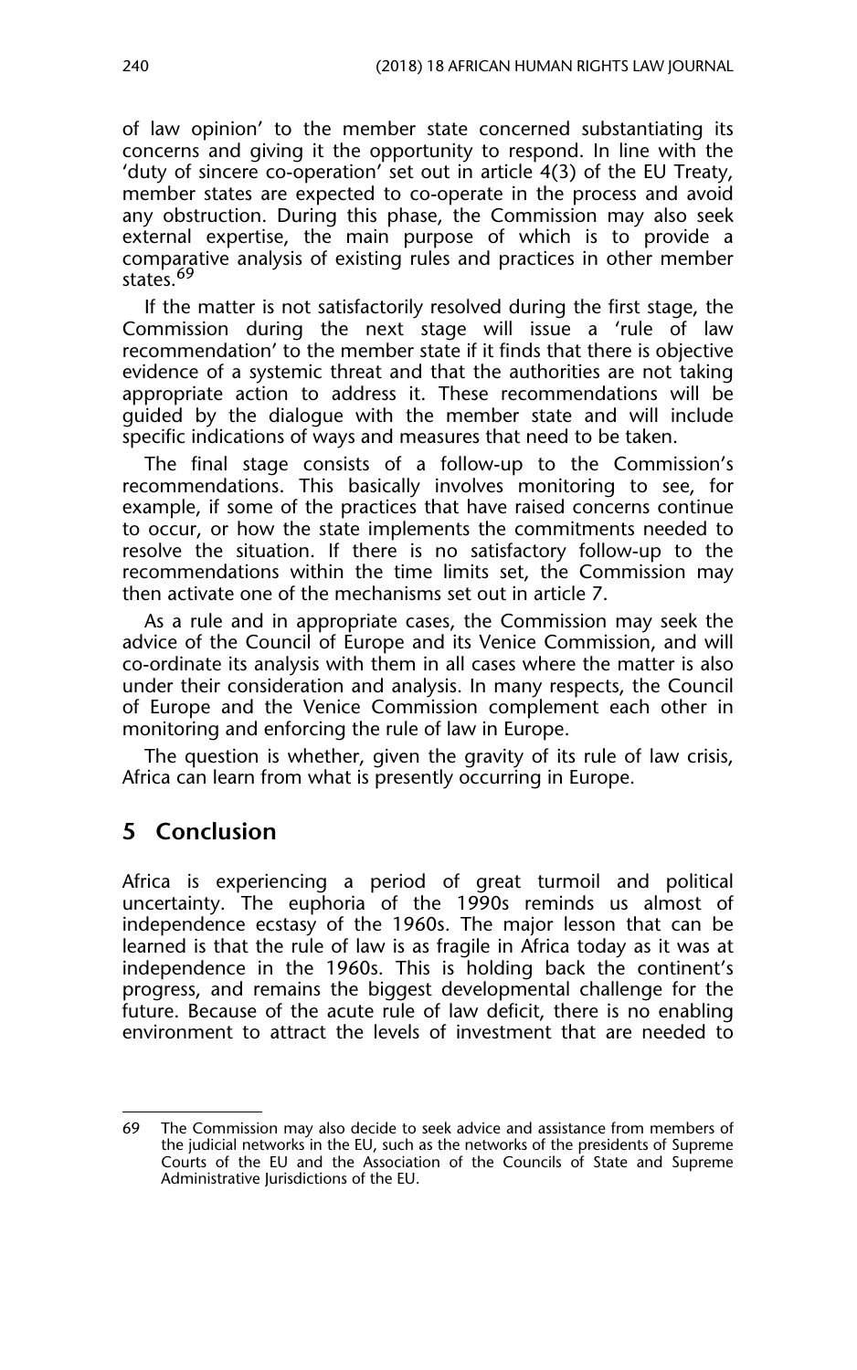of law opinion' to the member state concerned substantiating its concerns and giving it the opportunity to respond. In line with the 'duty of sincere co-operation' set out in article 4(3) of the EU Treaty, member states are expected to co-operate in the process and avoid any obstruction. During this phase, the Commission may also seek external expertise, the main purpose of which is to provide a comparative analysis of existing rules and practices in other member states.[69]

If the matter is not satisfactorily resolved during the first stage, the Commission during the next stage will issue a 'rule of law recommendation' to the member state if it finds that there is objective evidence of a systemic threat and that the authorities are not taking appropriate action to address it. These recommendations will be guided by the dialogue with the member state and will include specific indications of ways and measures that need to be taken.

The final stage consists of a follow-up to the Commission's recommendations. This basically involves monitoring to see, for example, if some of the practices that have raised concerns continue to occur, or how the state implements the commitments needed to resolve the situation. If there is no satisfactory follow-up to the recommendations within the time limits set, the Commission may then activate one of the mechanisms set out in article 7.

As a rule and in appropriate cases, the Commission may seek the advice of the Council of Europe and its Venice Commission, and will co-ordinate its analysis with them in all cases where the matter is also under their consideration and analysis. In many respects, the Council of Europe and the Venice Commission complement each other in monitoring and enforcing the rule of law in Europe.

The question is whether, given the gravity of its rule of law crisis, Africa can learn from what is presently occurring in Europe.

## 5 Conclusion

Africa is experiencing a period of great turmoil and political uncertainty. The euphoria of the 1990s reminds us almost of independence ecstasy of the 1960s. The major lesson that can be learned is that the rule of law is as fragile in Africa today as it was at independence in the 1960s. This is holding back the continent's progress, and remains the biggest developmental challenge for the future. Because of the acute rule of law deficit, there is no enabling environment to attract the levels of investment that are needed to

---

69 The Commission may also decide to seek advice and assistance from members of the judicial networks in the EU, such as the networks of the presidents of Supreme Courts of the EU and the Association of the Councils of State and Supreme Administrative Jurisdictions of the EU.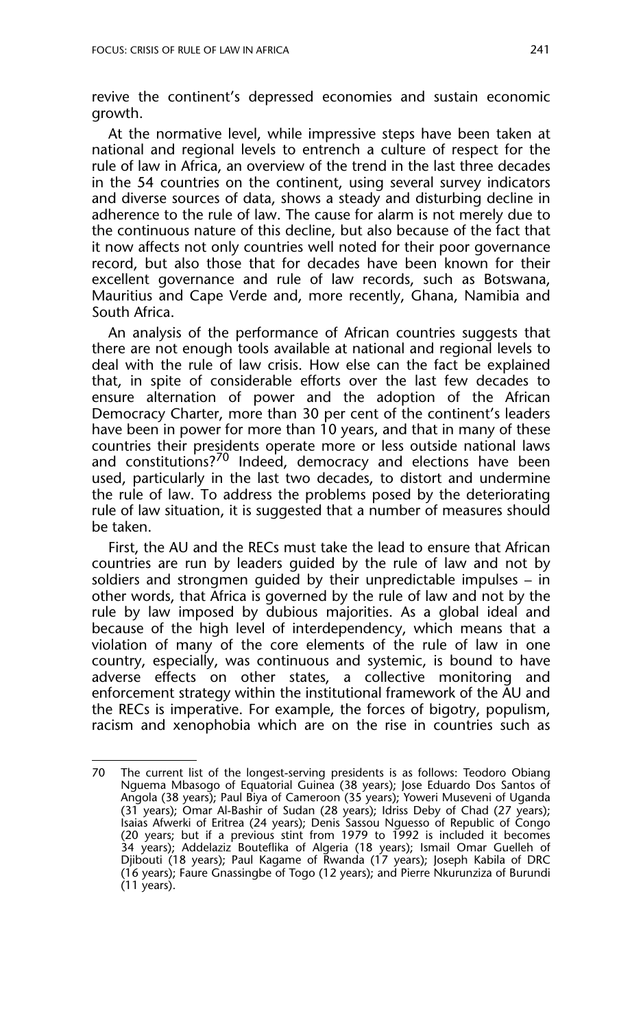revive the continent's depressed economies and sustain economic growth.

At the normative level, while impressive steps have been taken at national and regional levels to entrench a culture of respect for the rule of law in Africa, an overview of the trend in the last three decades in the 54 countries on the continent, using several survey indicators and diverse sources of data, shows a steady and disturbing decline in adherence to the rule of law. The cause for alarm is not merely due to the continuous nature of this decline, but also because of the fact that it now affects not only countries well noted for their poor governance record, but also those that for decades have been known for their excellent governance and rule of law records, such as Botswana, Mauritius and Cape Verde and, more recently, Ghana, Namibia and South Africa.

An analysis of the performance of African countries suggests that there are not enough tools available at national and regional levels to deal with the rule of law crisis. How else can the fact be explained that, in spite of considerable efforts over the last few decades to ensure alternation of power and the adoption of the African Democracy Charter, more than 30 per cent of the continent's leaders have been in power for more than 10 years, and that in many of these countries their presidents operate more or less outside national laws and constitutions?[70] Indeed, democracy and elections have been used, particularly in the last two decades, to distort and undermine the rule of law. To address the problems posed by the deteriorating rule of law situation, it is suggested that a number of measures should be taken.

First, the AU and the RECs must take the lead to ensure that African countries are run by leaders guided by the rule of law and not by soldiers and strongmen guided by their unpredictable impulses – in other words, that Africa is governed by the rule of law and not by the rule by law imposed by dubious majorities. As a global ideal and because of the high level of interdependency, which means that a violation of many of the core elements of the rule of law in one country, especially, was continuous and systemic, is bound to have adverse effects on other states, a collective monitoring and enforcement strategy within the institutional framework of the AU and the RECs is imperative. For example, the forces of bigotry, populism, racism and xenophobia which are on the rise in countries such as

---

70 The current list of the longest-serving presidents is as follows: Teodoro Obiang Nguema Mbasogo of Equatorial Guinea (38 years); Jose Eduardo Dos Santos of Angola (38 years); Paul Biya of Cameroon (35 years); Yoweri Museveni of Uganda (31 years); Omar Al-Bashir of Sudan (28 years); Idriss Deby of Chad (27 years); Isaias Afwerki of Eritrea (24 years); Denis Sassou Nguesso of Republic of Congo (20 years; but if a previous stint from 1979 to 1992 is included it becomes 34 years); Addelaziz Bouteflika of Algeria (18 years); Ismail Omar Guelleh of Djibouti (18 years); Paul Kagame of Rwanda (17 years); Joseph Kabila of DRC (16 years); Faure Gnassingbe of Togo (12 years); and Pierre Nkurunziza of Burundi (11 years).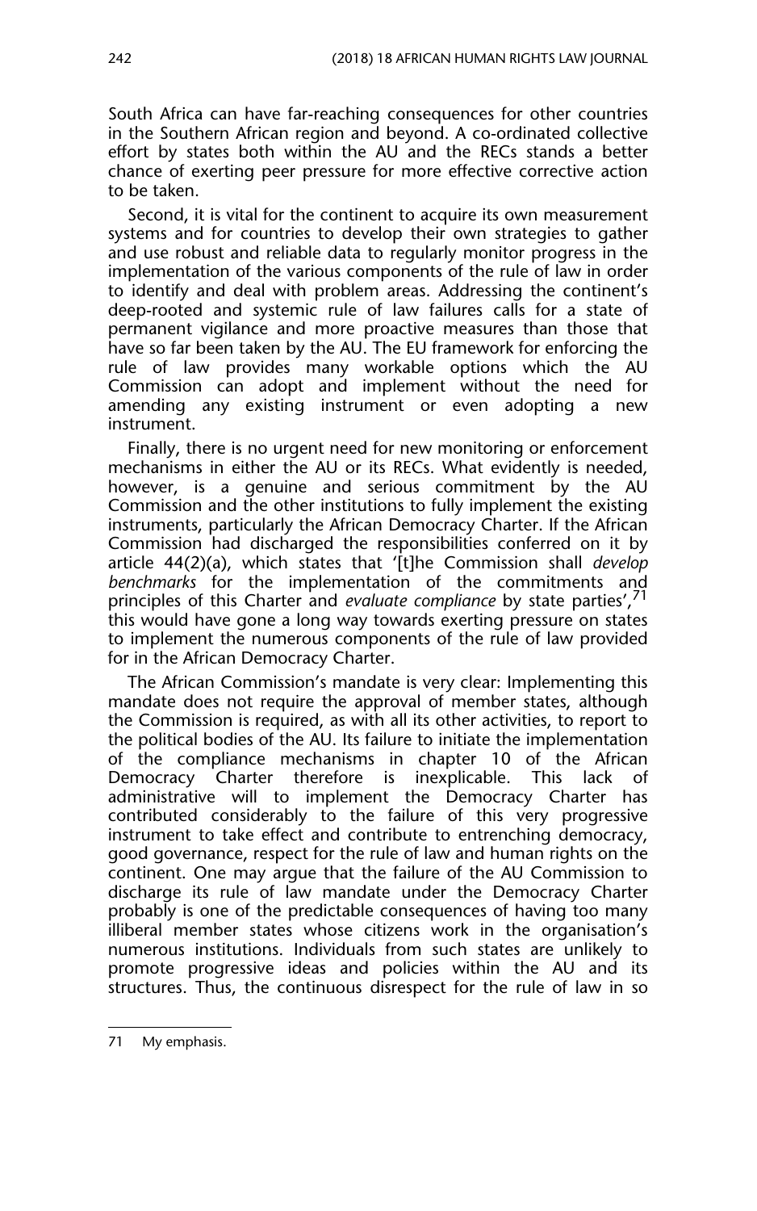South Africa can have far-reaching consequences for other countries in the Southern African region and beyond. A co-ordinated collective effort by states both within the AU and the RECs stands a better chance of exerting peer pressure for more effective corrective action to be taken.

Second, it is vital for the continent to acquire its own measurement systems and for countries to develop their own strategies to gather and use robust and reliable data to regularly monitor progress in the implementation of the various components of the rule of law in order to identify and deal with problem areas. Addressing the continent's deep-rooted and systemic rule of law failures calls for a state of permanent vigilance and more proactive measures than those that have so far been taken by the AU. The EU framework for enforcing the rule of law provides many workable options which the AU Commission can adopt and implement without the need for amending any existing instrument or even adopting a new instrument.

Finally, there is no urgent need for new monitoring or enforcement mechanisms in either the AU or its RECs. What evidently is needed, however, is a genuine and serious commitment by the AU Commission and the other institutions to fully implement the existing instruments, particularly the African Democracy Charter. If the African Commission had discharged the responsibilities conferred on it by article 44(2)(a), which states that '[t]he Commission shall *develop benchmarks* for the implementation of the commitments and principles of this Charter and *evaluate compliance* by state parties',[71] this would have gone a long way towards exerting pressure on states to implement the numerous components of the rule of law provided for in the African Democracy Charter.

The African Commission's mandate is very clear: Implementing this mandate does not require the approval of member states, although the Commission is required, as with all its other activities, to report to the political bodies of the AU. Its failure to initiate the implementation of the compliance mechanisms in chapter 10 of the African Democracy Charter therefore is inexplicable. This lack of administrative will to implement the Democracy Charter has contributed considerably to the failure of this very progressive instrument to take effect and contribute to entrenching democracy, good governance, respect for the rule of law and human rights on the continent. One may argue that the failure of the AU Commission to discharge its rule of law mandate under the Democracy Charter probably is one of the predictable consequences of having too many illiberal member states whose citizens work in the organisation's numerous institutions. Individuals from such states are unlikely to promote progressive ideas and policies within the AU and its structures. Thus, the continuous disrespect for the rule of law in so

---

71 My emphasis.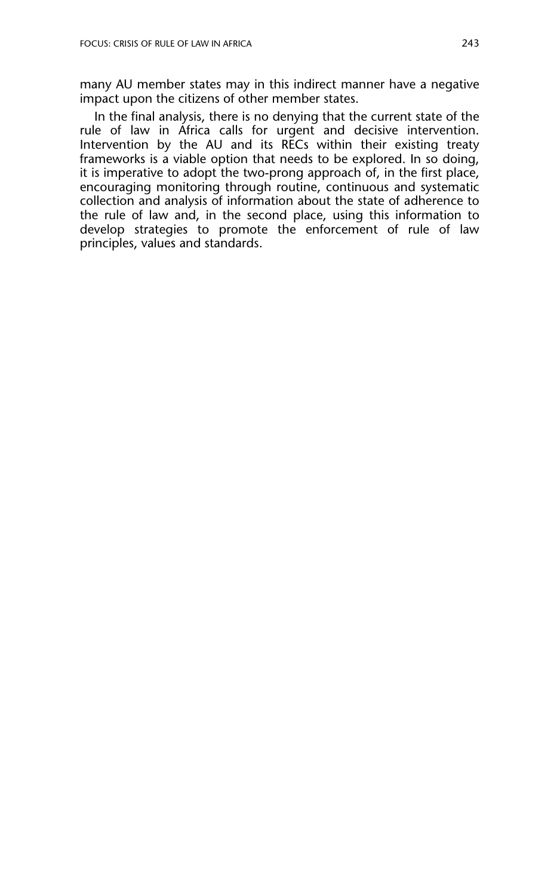many AU member states may in this indirect manner have a negative impact upon the citizens of other member states.

In the final analysis, there is no denying that the current state of the rule of law in Africa calls for urgent and decisive intervention. Intervention by the AU and its RECs within their existing treaty frameworks is a viable option that needs to be explored. In so doing, it is imperative to adopt the two-prong approach of, in the first place, encouraging monitoring through routine, continuous and systematic collection and analysis of information about the state of adherence to the rule of law and, in the second place, using this information to develop strategies to promote the enforcement of rule of law principles, values and standards.